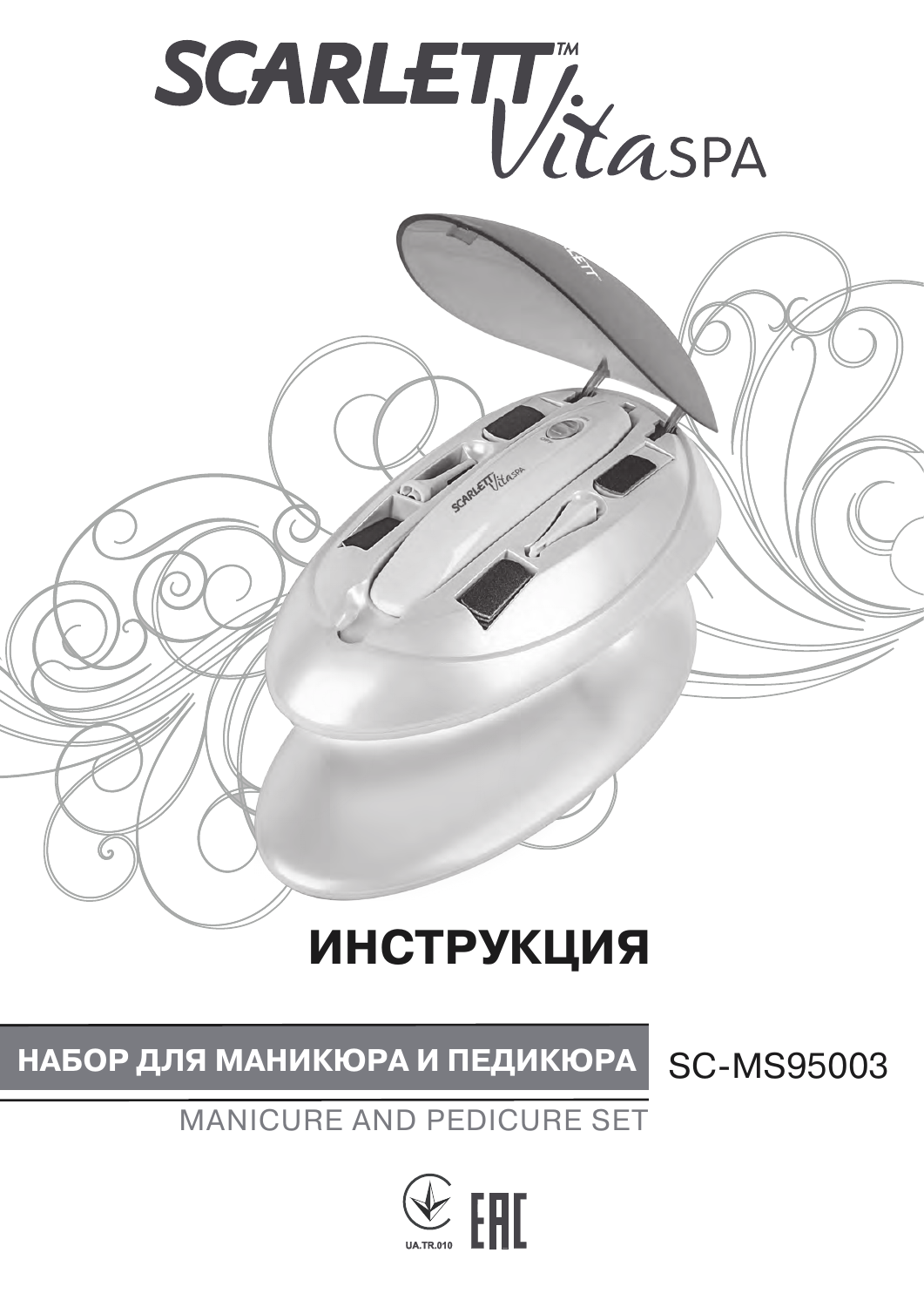SCARLETT™ VitaSPA

# ИНСТРУКЦИЯ

## НАБОР ДЛЯ МАНИКЮРА И ПЕДИКЮРА

SC-MS95003

MANICURE AND PEDICURE SET

UA.TR.010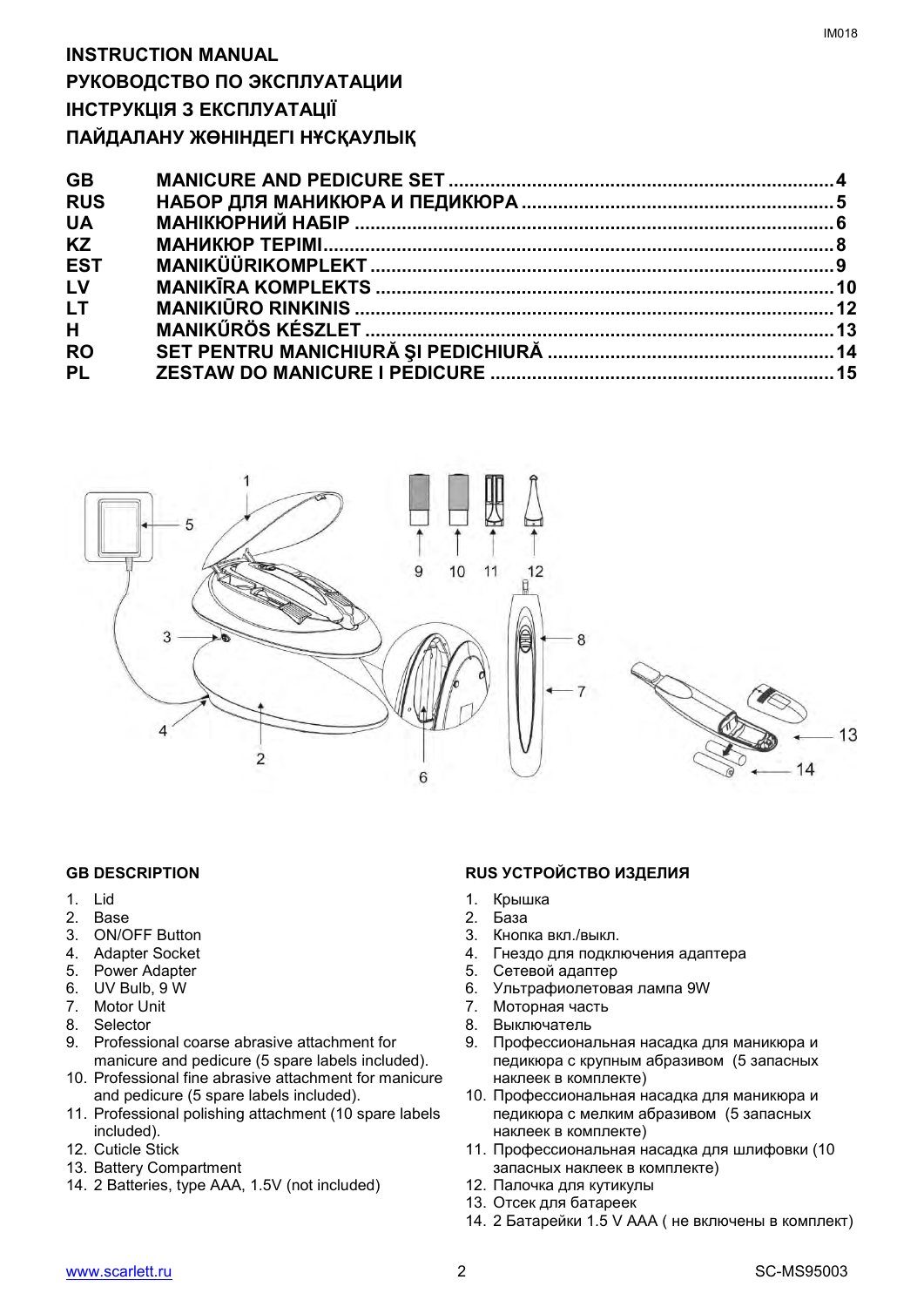# INSTRUCTION MANUAL

# РУКОВОДСТВО ПО ЭКСПЛУАТАЦИИ

# ІНСТРУКЦІЯ З ЕКСПЛУАТАЦІЇ

# ПАЙДАЛАНУ ЖӨНІНДЕГІ НҰСҚАУЛЫҚ

| | | |
|---|---|---|
| GB | MANICURE AND PEDICURE SET | 4 |
| RUS | НАБОР ДЛЯ МАНИКЮРА И ПЕДИКЮРА | 5 |
| UA | МАНІКЮРНИЙ НАБІР | 6 |
| KZ | МАНИКЮР ТЕРІМІ | 8 |
| EST | MANIKÜÜRIKOMPLEKT | 9 |
| LV | MANIKĪRA KOMPLEKTS | 10 |
| LT | MANIKIŪRO RINKINIS | 12 |
| H | MANIKŰRÖS KÉSZLET | 13 |
| RO | SET PENTRU MANICHIURĂ ŞI PEDICHIURĂ | 14 |
| PL | ZESTAW DO MANICURE I PEDICURE | 15 |

1
5
9
10
11
12
3
8
7
4
2
6
13
14

### GB DESCRIPTION

1. Lid
2. Base
3. ON/OFF Button
4. Adapter Socket
5. Power Adapter
6. UV Bulb, 9 W
7. Motor Unit
8. Selector
9. Professional coarse abrasive attachment for manicure and pedicure (5 spare labels included).
10. Professional fine abrasive attachment for manicure and pedicure (5 spare labels included).
11. Professional polishing attachment (10 spare labels included).
12. Cuticle Stick
13. Battery Compartment
14. 2 Batteries, type AAA, 1.5V (not included)

### RUS УСТРОЙСТВО ИЗДЕЛИЯ

1. Крышка
2. База
3. Кнопка вкл./выкл.
4. Гнездо для подключения адаптера
5. Сетевой адаптер
6. Ультрафиолетовая лампа 9W
7. Моторная часть
8. Выключатель
9. Профессиональная насадка для маникюра и педикюра с крупным абразивом (5 запасных наклеек в комплекте)
10. Профессиональная насадка для маникюра и педикюра с мелким абразивом (5 запасных наклеек в комплекте)
11. Профессиональная насадка для шлифовки (10 запасных наклеек в комплекте)
12. Палочка для кутикулы
13. Отсек для батареек
14. 2 Батарейки 1.5 V AAA ( не включены в комплект)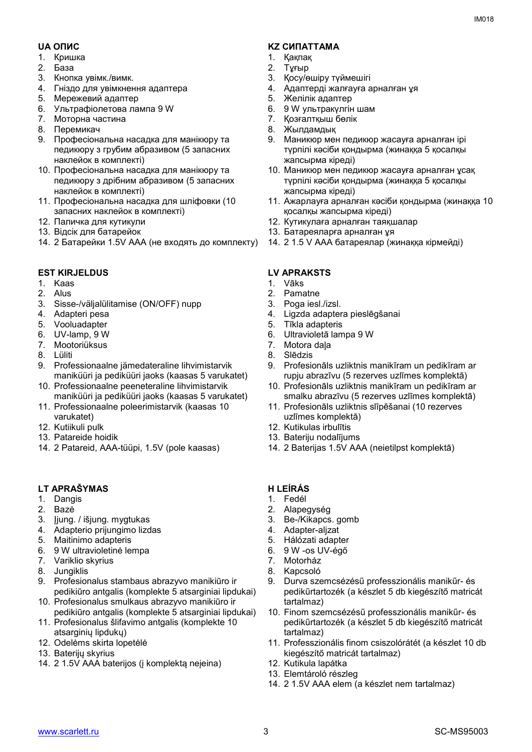## UA ОПИС

1. Кришка
2. База
3. Кнопка увімк./вимк.
4. Гніздо для увімкнення адаптера
5. Мережевий адаптер
6. Ультрафіолетова лампа 9 W
7. Моторна частина
8. Перемикач
9. Професіональна насадка для манікюру та педикюру з грубим абразивом (5 запасних наклейок в комплекті)
10. Професіональна насадка для манікюру та педикюру з дрібним абразивом (5 запасних наклейок в комплекті)
11. Професіональна насадка для шліфовки (10 запасних наклейок в комплекті)
12. Паличка для кутикули
13. Відсік для батарейок
14. 2 Батарейки 1.5V AAA (не входять до комплекту)

## KZ СИПАТТАМА

1. Қақпақ
2. Тұғыр
3. Қосу/өшіру түймешігі
4. Адаптерді жалғауға арналған ұя
5. Желілік адаптер
6. 9 W ультракүлгін шам
7. Қозғалтқыш бөлік
8. Жылдамдық
9. Маникюр мен педикюр жасауға арналған ірі түрпілі кәсіби қондырма (жинаққа 5 қосалқы жапсырма кіреді)
10. Маникюр мен педикюр жасауға арналған ұсақ түрпілі кәсіби қондырма (жинаққа 5 қосалқы жапсырма кіреді)
11. Ажарлауға арналған кәсіби қондырма (жинаққа 10 қосалқы жапсырма кіреді)
12. Кутикулаға арналған таяқшалар
13. Батареяларға арналған ұя
14. 2 1.5 V AAA батареялар (жинаққа кірмейді)

## EST KIRJELDUS

1. Kaas
2. Alus
3. Sisse-/väljalülitamise (ON/OFF) nupp
4. Adapteri pesa
5. Vooluadapter
6. UV-lamp, 9 W
7. Mootoriüksus
8. Lüliti
9. Professionaalne jämedateraline lihvimistarvik maniküüri ja pediküüri jaoks (kaasas 5 varukatet)
10. Professionaalne peeneteraline lihvimistarvik maniküüri ja pediküüri jaoks (kaasas 5 varukatet)
11. Professionaalne poleerimistarvik (kaasas 10 varukatet)
12. Kutiikuli pulk
13. Patareide hoidik
14. 2 Patareid, AAA-tüüpi, 1.5V (pole kaasas)

## LV APRAKSTS

1. Vāks
2. Pamatne
3. Poga iesl./izsl.
4. Ligzda adaptera pieslēgšanai
5. Tīkla adapteris
6. Ultravioletā lampa 9 W
7. Motora daļa
8. Slēdzis
9. Profesionāls uzliktnis manikīram un pedikīram ar rupju abrazīvu (5 rezerves uzlīmes komplektā)
10. Profesionāls uzliktnis manikīram un pedikīram ar smalku abrazīvu (5 rezerves uzlīmes komplektā)
11. Profesionāls uzliktnis slīpēšanai (10 rezerves uzlīmes komplektā)
12. Kutikulas irbulītis
13. Bateriju nodalījums
14. 2 Baterijas 1.5V AAA (neietilpst komplektā)

## LT APRAŠYMAS

1. Dangis
2. Bazė
3. Įjung. / išjung. mygtukas
4. Adapterio prijungimo lizdas
5. Maitinimo adapteris
6. 9 W ultravioletinė lempa
7. Variklio skyrius
8. Jungiklis
9. Profesionalus stambaus abrazyvo manikiūro ir pedikiūro antgalis (komplekte 5 atsarginiai lipdukai)
10. Profesionalus smulkaus abrazyvo manikiūro ir pedikiūro antgalis (komplekte 5 atsarginiai lipdukai)
11. Profesionalus šlifavimo antgalis (komplekte 10 atsarginių lipdukų)
12. Odelėms skirta lopetėlė
13. Baterijų skyrius
14. 2 1.5V AAA baterijos (į komplektą neįeina)

## H LEÍRÁS

1. Fedél
2. Alapegység
3. Be-/Kikapcs. gomb
4. Adapter-aljzat
5. Hálózati adapter
6. 9 W -os UV-égő
7. Motorház
8. Kapcsoló
9. Durva szemcsézésű professzionális manikűr- és pedikűrtartozék (a készlet 5 db kiegészítő matricát tartalmaz)
10. Finom szemcsézésű professzionális manikűr- és pedikűrtartozék (a készlet 5 db kiegészítő matricát tartalmaz)
11. Professzionális finom csiszolórátét (a készlet 10 db kiegészítő matricát tartalmaz)
12. Kutikula lapátka
13. Elemtároló részleg
14. 2 1.5V AAA elem (a készlet nem tartalmaz)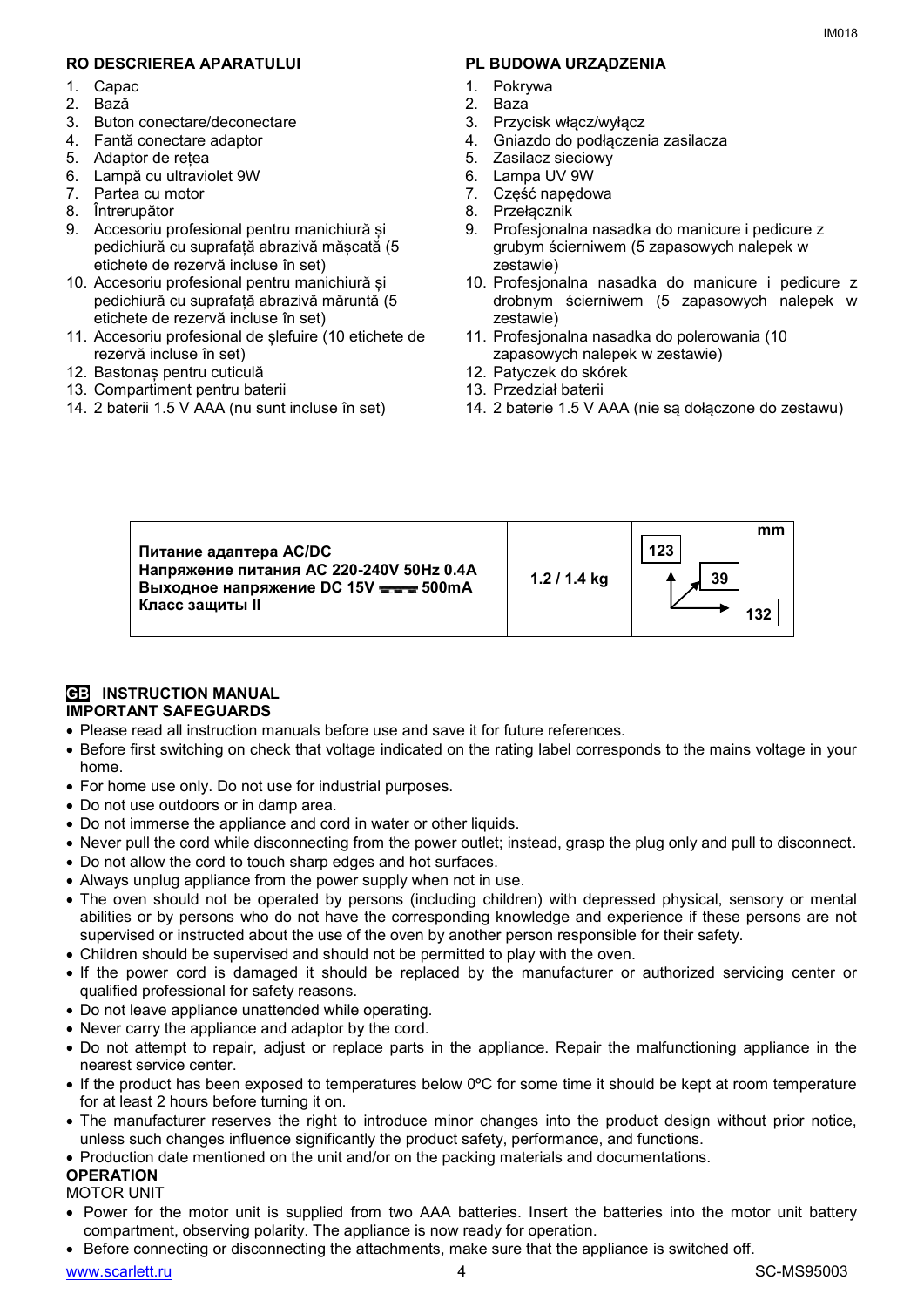**RO DESCRIEREA APARATULUI**

1. Capac
2. Bază
3. Buton conectare/deconectare
4. Fantă conectare adaptor
5. Adaptor de rețea
6. Lampă cu ultraviolet 9W
7. Partea cu motor
8. Întrerupător
9. Accesoriu profesional pentru manichiură și pedichiură cu suprafață abrazivă mășcată (5 etichete de rezervă incluse în set)
10. Accesoriu profesional pentru manichiură și pedichiură cu suprafață abrazivă măruntă (5 etichete de rezervă incluse în set)
11. Accesoriu profesional de șlefuire (10 etichete de rezervă incluse în set)
12. Bastonaș pentru cuticulă
13. Compartiment pentru baterii
14. 2 baterii 1.5 V AAA (nu sunt incluse în set)

**PL BUDOWA URZĄDZENIA**

1. Pokrywa
2. Baza
3. Przycisk włącz/wyłącz
4. Gniazdo do podłączenia zasilacza
5. Zasilacz sieciowy
6. Lampa UV 9W
7. Część napędowa
8. Przełącznik
9. Profesjonalna nasadka do manicure i pedicure z grubym ścierniwem (5 zapasowych nalepek w zestawie)
10. Profesjonalna nasadka do manicure i pedicure z drobnym ścierniwem (5 zapasowych nalepek w zestawie)
11. Profesjonalna nasadka do polerowania (10 zapasowych nalepek w zestawie)
12. Patyczek do skórek
13. Przedział baterii
14. 2 baterie 1.5 V AAA (nie są dołączone do zestawu)

| | | |
|---|---|---|
| **Питание адаптера AC/DC**<br>**Напряжение питания AC 220-240V 50Hz 0.4A**<br>**Выходное напряжение DC 15V ⎓ 500mA**<br>**Класс защиты II** | **1.2 / 1.4 kg** | mm<br>123<br>39<br>132 |

## GB INSTRUCTION MANUAL

### IMPORTANT SAFEGUARDS

- Please read all instruction manuals before use and save it for future references.
- Before first switching on check that voltage indicated on the rating label corresponds to the mains voltage in your home.
- For home use only. Do not use for industrial purposes.
- Do not use outdoors or in damp area.
- Do not immerse the appliance and cord in water or other liquids.
- Never pull the cord while disconnecting from the power outlet; instead, grasp the plug only and pull to disconnect.
- Do not allow the cord to touch sharp edges and hot surfaces.
- Always unplug appliance from the power supply when not in use.
- The oven should not be operated by persons (including children) with depressed physical, sensory or mental abilities or by persons who do not have the corresponding knowledge and experience if these persons are not supervised or instructed about the use of the oven by another person responsible for their safety.
- Children should be supervised and should not be permitted to play with the oven.
- If the power cord is damaged it should be replaced by the manufacturer or authorized servicing center or qualified professional for safety reasons.
- Do not leave appliance unattended while operating.
- Never carry the appliance and adaptor by the cord.
- Do not attempt to repair, adjust or replace parts in the appliance. Repair the malfunctioning appliance in the nearest service center.
- If the product has been exposed to temperatures below 0ºC for some time it should be kept at room temperature for at least 2 hours before turning it on.
- The manufacturer reserves the right to introduce minor changes into the product design without prior notice, unless such changes influence significantly the product safety, performance, and functions.
- Production date mentioned on the unit and/or on the packing materials and documentations.

### OPERATION

MOTOR UNIT

- Power for the motor unit is supplied from two AAA batteries. Insert the batteries into the motor unit battery compartment, observing polarity. The appliance is now ready for operation.
- Before connecting or disconnecting the attachments, make sure that the appliance is switched off.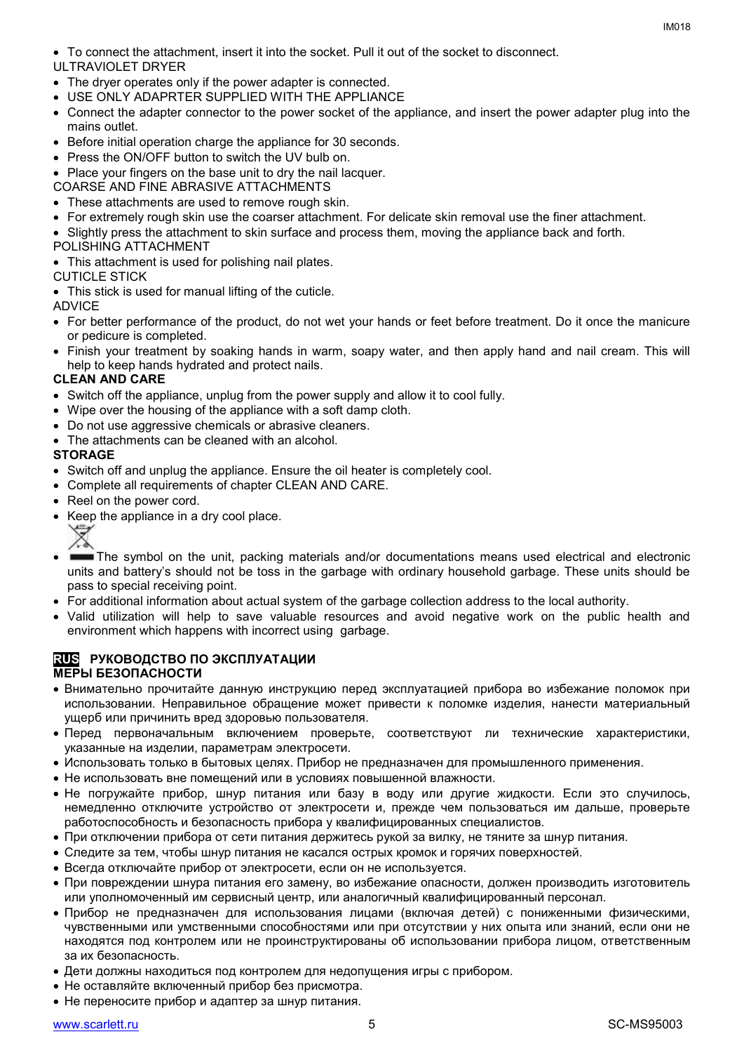- To connect the attachment, insert it into the socket. Pull it out of the socket to disconnect.

ULTRAVIOLET DRYER

- The dryer operates only if the power adapter is connected.
- USE ONLY ADAPRTER SUPPLIED WITH THE APPLIANCE
- Connect the adapter connector to the power socket of the appliance, and insert the power adapter plug into the mains outlet.
- Before initial operation charge the appliance for 30 seconds.
- Press the ON/OFF button to switch the UV bulb on.
- Place your fingers on the base unit to dry the nail lacquer.

COARSE AND FINE ABRASIVE ATTACHMENTS

- These attachments are used to remove rough skin.
- For extremely rough skin use the coarser attachment. For delicate skin removal use the finer attachment.
- Slightly press the attachment to skin surface and process them, moving the appliance back and forth.

POLISHING ATTACHMENT

- This attachment is used for polishing nail plates.

CUTICLE STICK

- This stick is used for manual lifting of the cuticle.

ADVICE

- For better performance of the product, do not wet your hands or feet before treatment. Do it once the manicure or pedicure is completed.
- Finish your treatment by soaking hands in warm, soapy water, and then apply hand and nail cream. This will help to keep hands hydrated and protect nails.

**CLEAN AND CARE**

- Switch off the appliance, unplug from the power supply and allow it to cool fully.
- Wipe over the housing of the appliance with a soft damp cloth.
- Do not use aggressive chemicals or abrasive cleaners.
- The attachments can be cleaned with an alcohol.

**STORAGE**

- Switch off and unplug the appliance. Ensure the oil heater is completely cool.
- Complete all requirements of chapter CLEAN AND CARE.
- Reel on the power cord.
- Keep the appliance in a dry cool place.
- The symbol on the unit, packing materials and/or documentations means used electrical and electronic units and battery's should not be toss in the garbage with ordinary household garbage. These units should be pass to special receiving point.
- For additional information about actual system of the garbage collection address to the local authority.
- Valid utilization will help to save valuable resources and avoid negative work on the public health and environment which happens with incorrect using garbage.

## RUS РУКОВОДСТВО ПО ЭКСПЛУАТАЦИИ

**МЕРЫ БЕЗОПАСНОСТИ**

- Внимательно прочитайте данную инструкцию перед эксплуатацией прибора во избежание поломок при использовании. Неправильное обращение может привести к поломке изделия, нанести материальный ущерб или причинить вред здоровью пользователя.
- Перед первоначальным включением проверьте, соответствуют ли технические характеристики, указанные на изделии, параметрам электросети.
- Использовать только в бытовых целях. Прибор не предназначен для промышленного применения.
- Не использовать вне помещений или в условиях повышенной влажности.
- Не погружайте прибор, шнур питания или базу в воду или другие жидкости. Если это случилось, немедленно отключите устройство от электросети и, прежде чем пользоваться им дальше, проверьте работоспособность и безопасность прибора у квалифицированных специалистов.
- При отключении прибора от сети питания держитесь рукой за вилку, не тяните за шнур питания.
- Следите за тем, чтобы шнур питания не касался острых кромок и горячих поверхностей.
- Всегда отключайте прибор от электросети, если он не используется.
- При повреждении шнура питания его замену, во избежание опасности, должен производить изготовитель или уполномоченный им сервисный центр, или аналогичный квалифицированный персонал.
- Прибор не предназначен для использования лицами (включая детей) с пониженными физическими, чувственными или умственными способностями или при отсутствии у них опыта или знаний, если они не находятся под контролем или не проинструктированы об использовании прибора лицом, ответственным за их безопасность.
- Дети должны находиться под контролем для недопущения игры с прибором.
- Не оставляйте включенный прибор без присмотра.
- Не переносите прибор и адаптер за шнур питания.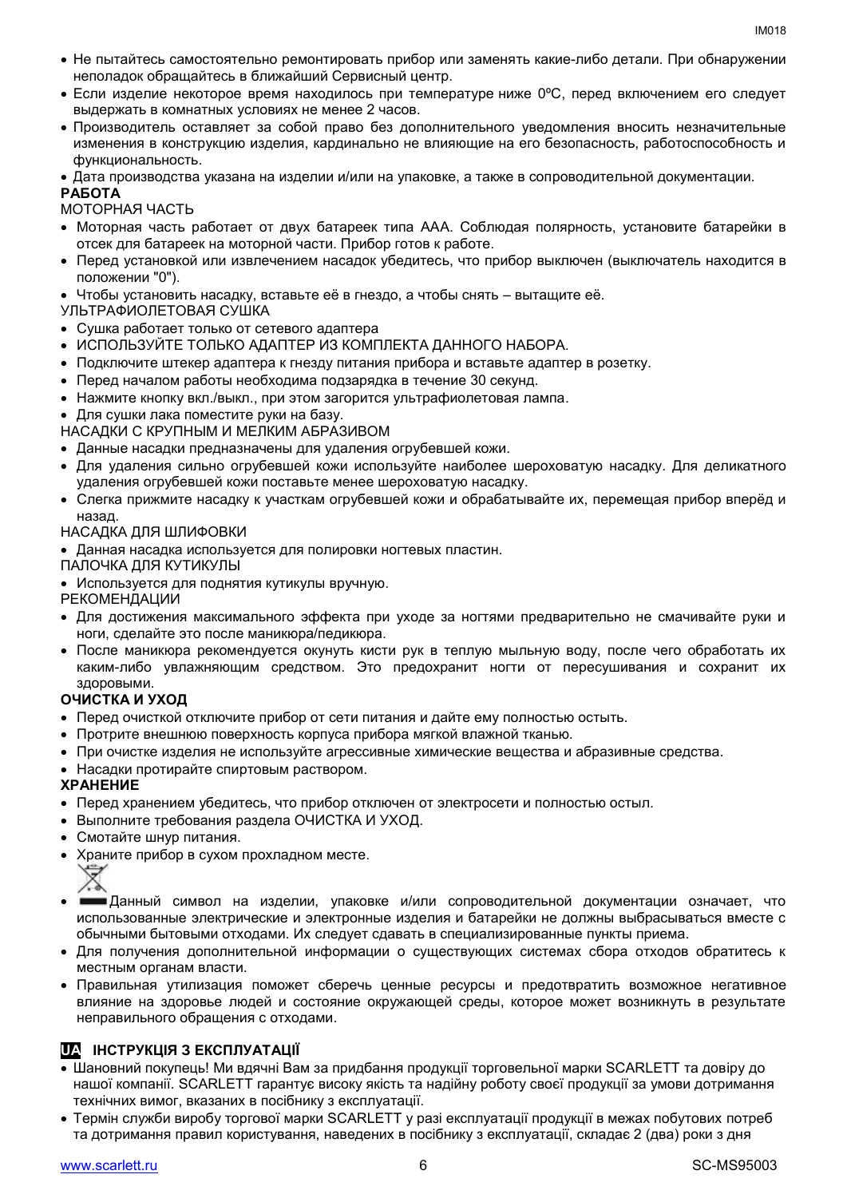- Не пытайтесь самостоятельно ремонтировать прибор или заменять какие-либо детали. При обнаружении неполадок обращайтесь в ближайший Сервисный центр.
- Если изделие некоторое время находилось при температуре ниже 0ºC, перед включением его следует выдержать в комнатных условиях не менее 2 часов.
- Производитель оставляет за собой право без дополнительного уведомления вносить незначительные изменения в конструкцию изделия, кардинально не влияющие на его безопасность, работоспособность и функциональность.
- Дата производства указана на изделии и/или на упаковке, а также в сопроводительной документации.

**РАБОТА**

МОТОРНАЯ ЧАСТЬ

- Моторная часть работает от двух батареек типа ААА. Соблюдая полярность, установите батарейки в отсек для батареек на моторной части. Прибор готов к работе.
- Перед установкой или извлечением насадок убедитесь, что прибор выключен (выключатель находится в положении "0").
- Чтобы установить насадку, вставьте её в гнездо, а чтобы снять – вытащите её.

УЛЬТРАФИОЛЕТОВАЯ СУШКА

- Сушка работает только от сетевого адаптера
- ИСПОЛЬЗУЙТЕ ТОЛЬКО АДАПТЕР ИЗ КОМПЛЕКТА ДАННОГО НАБОРА.
- Подключите штекер адаптера к гнезду питания прибора и вставьте адаптер в розетку.
- Перед началом работы необходима подзарядка в течение 30 секунд.
- Нажмите кнопку вкл./выкл., при этом загорится ультрафиолетовая лампа.
- Для сушки лака поместите руки на базу.

НАСАДКИ С КРУПНЫМ И МЕЛКИМ АБРАЗИВОМ

- Данные насадки предназначены для удаления огрубевшей кожи.
- Для удаления сильно огрубевшей кожи используйте наиболее шероховатую насадку. Для деликатного удаления огрубевшей кожи поставьте менее шероховатую насадку.
- Слегка прижмите насадку к участкам огрубевшей кожи и обрабатывайте их, перемещая прибор вперёд и назад.

НАСАДКА ДЛЯ ШЛИФОВКИ

- Данная насадка используется для полировки ногтевых пластин.

ПАЛОЧКА ДЛЯ КУТИКУЛЫ

- Используется для поднятия кутикулы вручную.

РЕКОМЕНДАЦИИ

- Для достижения максимального эффекта при уходе за ногтями предварительно не смачивайте руки и ноги, сделайте это после маникюра/педикюра.
- После маникюра рекомендуется окунуть кисти рук в теплую мыльную воду, после чего обработать их каким-либо увлажняющим средством. Это предохранит ногти от пересушивания и сохранит их здоровыми.

**ОЧИСТКА И УХОД**

- Перед очисткой отключите прибор от сети питания и дайте ему полностью остыть.
- Протрите внешнюю поверхность корпуса прибора мягкой влажной тканью.
- При очистке изделия не используйте агрессивные химические вещества и абразивные средства.
- Насадки протирайте спиртовым раствором.

**ХРАНЕНИЕ**

- Перед хранением убедитесь, что прибор отключен от электросети и полностью остыл.
- Выполните требования раздела ОЧИСТКА И УХОД.
- Смотайте шнур питания.
- Храните прибор в сухом прохладном месте.
- Данный символ на изделии, упаковке и/или сопроводительной документации означает, что использованные электрические и электронные изделия и батарейки не должны выбрасываться вместе с обычными бытовыми отходами. Их следует сдавать в специализированные пункты приема.
- Для получения дополнительной информации о существующих системах сбора отходов обратитесь к местным органам власти.
- Правильная утилизация поможет сберечь ценные ресурсы и предотвратить возможное негативное влияние на здоровье людей и состояние окружающей среды, которое может возникнуть в результате неправильного обращения с отходами.

## UA ІНСТРУКЦІЯ З ЕКСПЛУАТАЦІЇ

- Шановний покупець! Ми вдячні Вам за придбання продукції торговельної марки SCARLETT та довіру до нашої компанії. SCARLETT гарантує високу якість та надійну роботу своєї продукції за умови дотримання технічних вимог, вказаних в посібнику з експлуатації.
- Термін служби виробу торгової марки SCARLETT у разі експлуатації продукції в межах побутових потреб та дотримання правил користування, наведених в посібнику з експлуатації, складає 2 (два) роки з дня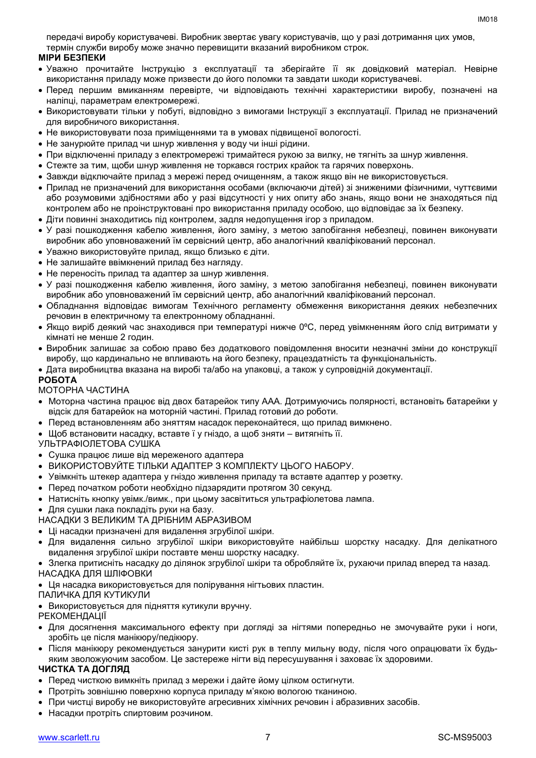передачі виробу користувачеві. Виробник звертає увагу користувачів, що у разі дотримання цих умов, термін служби виробу може значно перевищити вказаний виробником строк.

**МІРИ БЕЗПЕКИ**

- Уважно прочитайте Інструкцію з експлуатації та зберігайте її як довідковий матеріал. Невірне використання приладу може призвести до його поломки та завдати шкоди користувачеві.
- Перед першим вмиканням перевірте, чи відповідають технічні характеристики виробу, позначені на наліпці, параметрам електромережі.
- Використовувати тільки у побуті, відповідно з вимогами Інструкції з експлуатації. Прилад не призначений для виробничого використання.
- Не використовувати поза приміщеннями та в умовах підвищеної вологості.
- Не занурюйте прилад чи шнур живлення у воду чи інші рідини.
- При відключенні приладу з електромережі тримайтеся рукою за вилку, не тягніть за шнур живлення.
- Стежте за тим, щоби шнур живлення не торкався гострих крайок та гарячих поверхонь.
- Завжди відключайте прилад з мережі перед очищенням, а також якщо він не використовується.
- Прилад не призначений для використання особами (включаючи дітей) зі зниженими фізичними, чуттєвими або розумовими здібностями або у разі відсутності у них опиту або знань, якщо вони не знаходяться під контролем або не проінструктовані про використання приладу особою, що відповідає за їх безпеку.
- Діти повинні знаходитись під контролем, задля недопущення ігор з приладом.
- У разі пошкодження кабелю живлення, його заміну, з метою запобігання небезпеці, повинен виконувати виробник або уповноважений їм сервісний центр, або аналогічний кваліфікований персонал.
- Уважно використовуйте прилад, якщо близько є діти.
- Не залишайте ввімкнений прилад без нагляду.
- Не переносіть прилад та адаптер за шнур живлення.
- У разі пошкодження кабелю живлення, його заміну, з метою запобігання небезпеці, повинен виконувати виробник або уповноважений їм сервісний центр, або аналогічний кваліфікований персонал.
- Обладнання відповідає вимогам Технічного регламенту обмеження використання деяких небезпечних речовин в електричному та електронному обладнанні.
- Якщо виріб деякий час знаходився при температурі нижче 0ºC, перед увімкненням його слід витримати у кімнаті не менше 2 годин.
- Виробник залишає за собою право без додаткового повідомлення вносити незначні зміни до конструкції виробу, що кардинально не впливають на його безпеку, працездатність та функціональність.
- Дата виробництва вказана на виробі та/або на упаковці, а також у супровідній документації.

**РОБОТА**

МОТОРНА ЧАСТИНА

- Моторна частина працює від двох батарейок типу ААА. Дотримуючись полярності, встановіть батарейки у відсік для батарейок на моторній частині. Прилад готовий до роботи.
- Перед встановленням або зняттям насадок переконайтеся, що прилад вимкнено.
- Щоб встановити насадку, вставте її у гніздо, а щоб зняти – витягніть її.

УЛЬТРАФІОЛЕТОВА СУШКА

- Сушка працює лише від мереженого адаптера
- ВИКОРИСТОВУЙТЕ ТІЛЬКИ АДАПТЕР З КОМПЛЕКТУ ЦЬОГО НАБОРУ.
- Увімкніть штекер адаптера у гніздо живлення приладу та вставте адаптер у розетку.
- Перед початком роботи необхідно підзарядити протягом 30 секунд.
- Натисніть кнопку увімк./вимк., при цьому засвітиться ультрафіолетова лампа.
- Для сушки лака покладіть руки на базу.

НАСАДКИ З ВЕЛИКИМ ТА ДРІБНИМ АБРАЗИВОМ

- Ці насадки призначені для видалення згрубілої шкіри.
- Для видалення сильно згрубілої шкіри використовуйте найбільш шорстку насадку. Для делікатного видалення згрубілої шкіри поставте менш шорстку насадку.
- Злегка притисніть насадку до ділянок згрубілої шкіри та обробляйте їх, рухаючи прилад вперед та назад.

НАСАДКА ДЛЯ ШЛІФОВКИ

- Ця насадка використовується для полірування нігтьових пластин.

ПАЛИЧКА ДЛЯ КУТИКУЛИ

- Використовується для підняття кутикули вручну.

РЕКОМЕНДАЦІЇ

- Для досягнення максимального ефекту при догляді за нігтями попередньо не змочувайте руки і ноги, зробіть це після манікюру/педікюру.
- Після манікюру рекомендується занурити кисті рук в теплу мильну воду, після чого опрацювати їх будь-яким зволожуючим засобом. Це застереже нігті від пересушування і заховає їх здоровими.

**ЧИСТКА ТА ДОГЛЯД**

- Перед чисткою вимкніть прилад з мережи і дайте йому цілком остигнути.
- Протріть зовнішню поверхню корпуса приладу м'якою вологою тканиною.
- При чистці виробу не використовуйте агресивних хімічних речовин і абразивних засобів.
- Насадки протріть спиртовим розчином.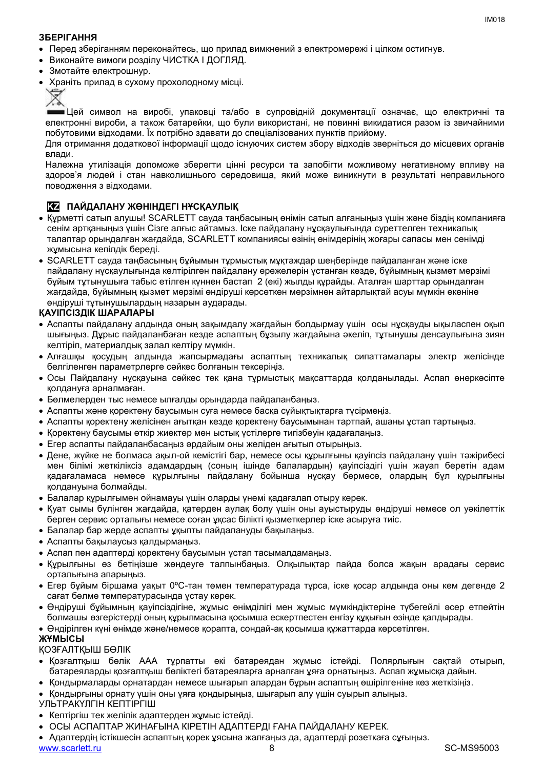## ЗБЕРІГАННЯ

- Перед зберіганням переконайтесь, що прилад вимкнений з електромережі і цілком остигнув.
- Виконайте вимоги розділу ЧИСТКА І ДОГЛЯД.
- Змотайте електрошнур.
- Храніть прилад в сухому прохолодному місці.

Цей символ на виробі, упаковці та/або в супровідній документації означає, що електричні та електронні вироби, а також батарейки, що були використані, не повинні викидатися разом із звичайними побутовими відходами. Їх потрібно здавати до спеціалізованих пунктів прийому.

Для отримання додаткової інформації щодо існуючих систем збору відходів зверніться до місцевих органів влади.

Належна утилізація допоможе зберегти цінні ресурси та запобігти можливому негативному впливу на здоров'я людей і стан навколишнього середовища, який може виникнути в результаті неправильного поводження з відходами.

## KZ ПАЙДАЛАНУ ЖӨНІНДЕГІ НҰСҚАУЛЫҚ

- Құрметті сатып алушы! SCARLETT сауда таңбасының өнімін сатып алғаныңыз үшін және біздің компанияға сенім артқаныңыз үшін Сізге алғыс айтамыз. Іске пайдалану нұсқаулығында суреттелген техникалық талаптар орындалған жағдайда, SCARLETT компаниясы өзінің өнімдерінің жоғары сапасы мен сенімді жұмысына кепілдік береді.
- SCARLETT сауда таңбасының бұйымын тұрмыстық мұқтаждар шеңберінде пайдаланған және іске пайдалану нұсқаулығында келтірілген пайдалану ережелерін ұстанған кезде, бұйымның қызмет мерзімі бұйым тұтынушыға табыс етілген күннен бастап 2 (екі) жылды құрайды. Аталған шарттар орындалған жағдайда, бұйымның қызмет мерзімі өндіруші көрсеткен мерзімнен айтарлықтай асуы мүмкін екеніне өндіруші тұтынушылардың назарын аударады.

### ҚАУІПСІЗДІК ШАРАЛАРЫ

- Аспапты пайдалану алдында оның зақымдалу жағдайын болдырмау үшін осы нұсқауды ықыласпен оқып шығыңыз. Дұрыс пайдаланбаған кезде аспаптың бұзылу жағдайына әкеліп, тұтынушы денсаулығына зиян келтіріп, материалдық залал келтіру мүмкін.
- Алғашқы қосудың алдында жапсырмадағы аспаптың техникалық сипаттамалары электр желісінде белгіленген параметрлерге сәйкес болғанын тексеріңіз.
- Осы Пайдалану нұсқауына сәйкес тек қана тұрмыстық мақсаттарда қолданылады. Аспап өнеркәсіпте қолдануға арналмаған.
- Бөлмелерден тыс немесе ылғалды орындарда пайдаланбаңыз.
- Аспапты және қоректену баусымын суға немесе басқа сұйықтықтарға түсірмеңіз.
- Аспапты қоректену желісінен ағытқан кезде қоректену баусымынан тартпай, ашаны ұстап тартыңыз.
- Қоректену баусымы өткір жиектер мен ыстық үстілерге тигізбеуін қадағалаңыз.
- Егер аспапты пайдаланбасаңыз әрдайым оны желіден ағытып отырыңыз.
- Дене, жүйке не болмаса ақыл-ой кемістігі бар, немесе осы құрылғыны қауіпсіз пайдалану үшін тәжірибесі мен білімі жеткіліксіз адамдардың (соның ішінде балалардың) қауіпсіздігі үшін жауап беретін адам қадағаламаса немесе құрылғыны пайдалану бойынша нұсқау бермесе, олардың бұл құрылғыны қолдануына болмайды.
- Балалар құрылғымен ойнамауы үшін оларды үнемі қадағалап отыру керек.
- Қуат сымы бүлінген жағдайда, қатерден аулақ болу үшін оны ауыстыруды өндіруші немесе ол уәкілеттік берген сервис орталығы немесе соған ұқсас білікті қызметкерлер іске асыруға тиіс.
- Балалар бар жерде аспапты ұқыпты пайдалануды бақылаңыз.
- Аспапты бақылаусыз қалдырмаңыз.
- Аспап пен адаптерді қоректену баусымын ұстап тасымалдамаңыз.
- Құрылғыны өз бетіңізше жөндеуге талпынбаңыз. Олқылықтар пайда болса жақын арадағы сервис орталығына апарыңыз.
- Егер бұйым біршама уақыт 0ºC-тан төмен температурада тұрса, іске қосар алдында оны кем дегенде 2 сағат бөлме температурасында ұстау керек.
- Өндіруші бұйымның қауіпсіздігіне, жұмыс өнімділігі мен жұмыс мүмкіндіктеріне түбегейлі әсер етпейтін болмашы өзгерістерді оның құрылмасына қосымша ескертпестен енгізу құқығын өзінде қалдырады.
- Өндірілген күні өнімде және/немесе қорапта, сондай-ақ қосымша құжаттарда көрсетілген.

### ЖҰМЫСЫ

ҚОЗҒАЛТҚЫШ БӨЛІК

- Қозғалтқыш бөлік ААА тұрпатты екі батареядан жұмыс істейді. Полярлығын сақтай отырып, батареяларды қозғалтқыш бөліктегі батареяларға арналған ұяға орнатыңыз. Аспап жұмысқа дайын.
- Қондырмаларды орнатардан немесе шығарып алардан бұрын аспаптың өшірілгеніне көз жеткізіңіз.
- Қондырғыны орнату үшін оны ұяға қондырыңыз, шығарып алу үшін суырып алыңыз.

УЛЬТРАКҮЛГІН КЕПТІРГІШ

- Кептіргіш тек желілік адаптерден жұмыс істейді.
- ОСЫ АСПАПТАР ЖИНАҒЫНА КІРЕТІН АДАПТЕРДІ ҒАНА ПАЙДАЛАНУ КЕРЕК.
- Адаптердің істікшесін аспаптың қорек ұясына жалғаңыз да, адаптерді розеткаға сұғыңыз.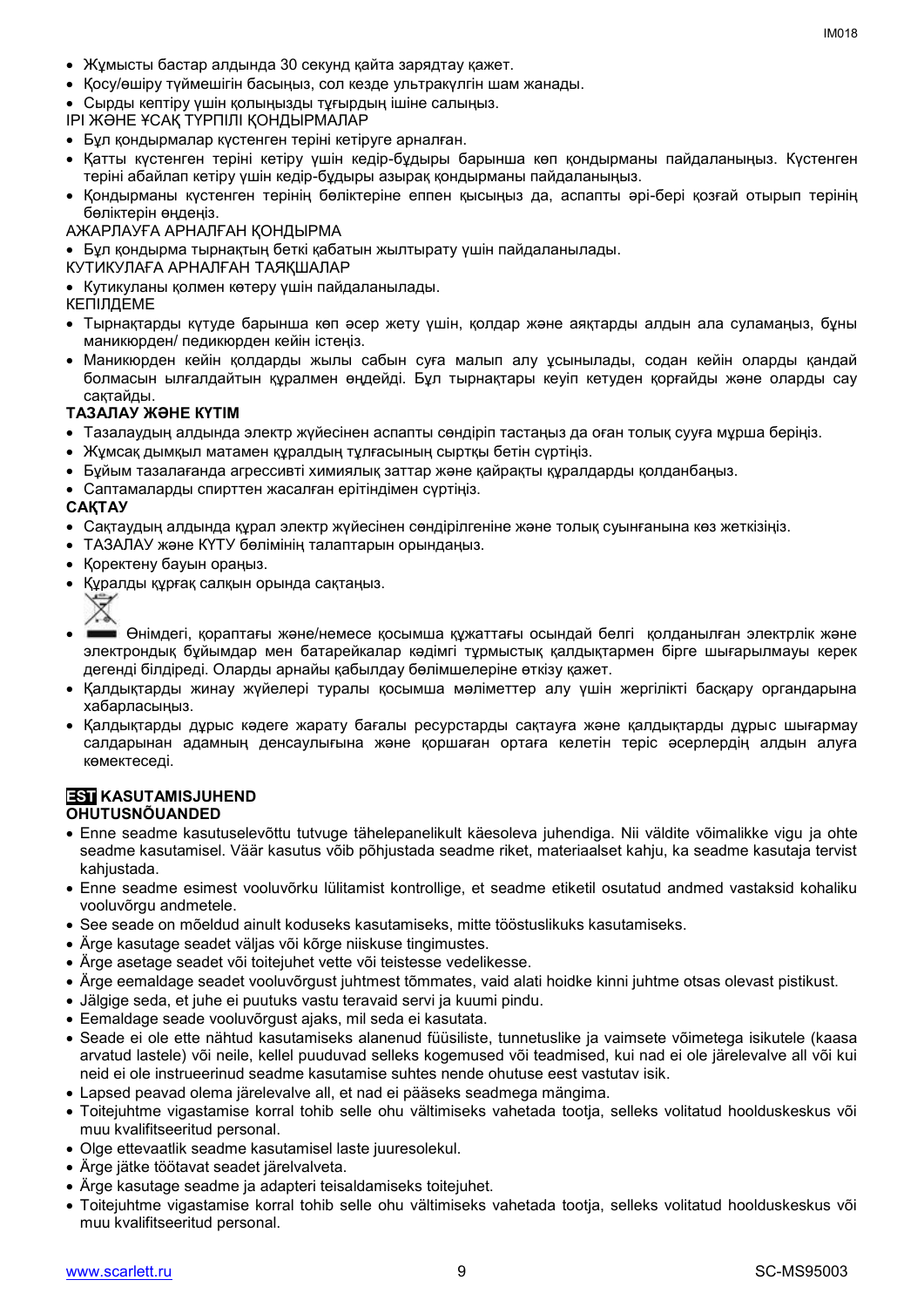- Жұмысты бастар алдында 30 секунд қайта зарядтау қажет.
- Қосу/өшіру түймешігін басыңыз, сол кезде ультракүлгін шам жанады.
- Сырды кептіру үшін қолыңызды тұғырдың ішіне салыңыз.

ІРІ ЖӘНЕ ҰСАҚ ТҮРПІЛІ ҚОНДЫРМАЛАР

- Бұл қондырмалар күстенген теріні кетіруге арналған.
- Қатты күстенген теріні кетіру үшін кедір-бұдыры барынша көп қондырманы пайдаланыңыз. Күстенген теріні абайлап кетіру үшін кедір-бұдыры азырақ қондырманы пайдаланыңыз.
- Қондырманы күстенген терінің бөліктеріне еппен қысыңыз да, аспапты әрі-бері қозғай отырып терінің бөліктерін өңдеңіз.

АЖАРЛАУҒА АРНАЛҒАН ҚОНДЫРМА

- Бұл қондырма тырнақтың беткі қабатын жылтырату үшін пайдаланылады.

КУТИКУЛАҒА АРНАЛҒАН ТАЯҚШАЛАР

- Кутикуланы қолмен көтеру үшін пайдаланылады.

КЕПІЛДЕМЕ

- Тырнақтарды күтуде барынша көп әсер жету үшін, қолдар және аяқтарды алдын ала суламаңыз, бұны маникюрден/ педикюрден кейін істеңіз.
- Маникюрден кейін қолдарды жылы сабын суға малып алу ұсынылады, содан кейін оларды қандай болмасын ылғалдайтын құралмен өңдейді. Бұл тырнақтары кеуіп кетуден қорғайды және оларды сау сақтайды.

**ТАЗАЛАУ ЖӘНЕ КҮТІМ**

- Тазалаудың алдында электр жүйесінен аспапты сөндіріп тастаңыз да оған толық сууға мұрша беріңіз.
- Жұмсақ дымқыл матамен құралдың тұлғасының сыртқы бетін сүртіңіз.
- Бұйым тазалағанда агрессивті химиялық заттар және қайрақты құралдарды қолданбаңыз.
- Саптамаларды спирттен жасалған ерітіндімен сүртіңіз.

**САҚТАУ**

- Сақтаудың алдында құрал электр жүйесінен сөндірілгеніне және толық суынғанына көз жеткізіңіз.
- ТАЗАЛАУ және КҮТУ бөлімінің талаптарын орындаңыз.
- Қоректену бауын ораңыз.
- Құралды құрғақ салқын орында сақтаңыз.
- Өнімдегі, қораптағы және/немесе қосымша құжаттағы осындай белгі қолданылған электрлік және электрондық бұйымдар мен батарейкалар кәдімгі тұрмыстық қалдықтармен бірге шығарылмауы керек дегенді білдіреді. Оларды арнайы қабылдау бөлімшелеріне өткізу қажет.
- Қалдықтарды жинау жүйелері туралы қосымша мәліметтер алу үшін жергілікті басқару органдарына хабарласыңыз.
- Қалдықтарды дұрыс кәдеге жарату бағалы ресурстарды сақтауға және қалдықтарды дұрыс шығармау салдарынан адамның денсаулығына және қоршаған ортаға келетін теріс әсерлердің алдын алуға көмектеседі.

## EST KASUTAMISJUHEND

**OHUTUSNÕUANDED**

- Enne seadme kasutuselevõttu tutvuge tähelepanelikult käesoleva juhendiga. Nii väldite võimalikke vigu ja ohte seadme kasutamisel. Väär kasutus võib põhjustada seadme riket, materiaalset kahju, ka seadme kasutaja tervist kahjustada.
- Enne seadme esimest vooluvõrku lülitamist kontrollige, et seadme etiketil osutatud andmed vastaksid kohaliku vooluvõrgu andmetele.
- See seade on mõeldud ainult koduseks kasutamiseks, mitte tööstuslikuks kasutamiseks.
- Ärge kasutage seadet väljas või kõrge niiskuse tingimustes.
- Ärge asetage seadet või toitejuhet vette või teistesse vedelikesse.
- Ärge eemaldage seadet vooluvõrgust juhtmest tõmmates, vaid alati hoidke kinni juhtme otsas olevast pistikust.
- Jälgige seda, et juhe ei puutuks vastu teravaid servi ja kuumi pindu.
- Eemaldage seade vooluvõrgust ajaks, mil seda ei kasutata.
- Seade ei ole ette nähtud kasutamiseks alanenud füüsiliste, tunnetuslike ja vaimsete võimetega isikutele (kaasa arvatud lastele) või neile, kellel puuduvad selleks kogemused või teadmised, kui nad ei ole järelevalve all või kui neid ei ole instrueerinud seadme kasutamise suhtes nende ohutuse eest vastutav isik.
- Lapsed peavad olema järelevalve all, et nad ei pääseks seadmega mängima.
- Toitejuhtme vigastamise korral tohib selle ohu vältimiseks vahetada tootja, selleks volitatud hoolduskeskus või muu kvalifitseeritud personal.
- Olge ettevaatlik seadme kasutamisel laste juuresolekul.
- Ärge jätke töötavat seadet järelvalveta.
- Ärge kasutage seadme ja adapteri teisaldamiseks toitejuhet.
- Toitejuhtme vigastamise korral tohib selle ohu vältimiseks vahetada tootja, selleks volitatud hoolduskeskus või muu kvalifitseeritud personal.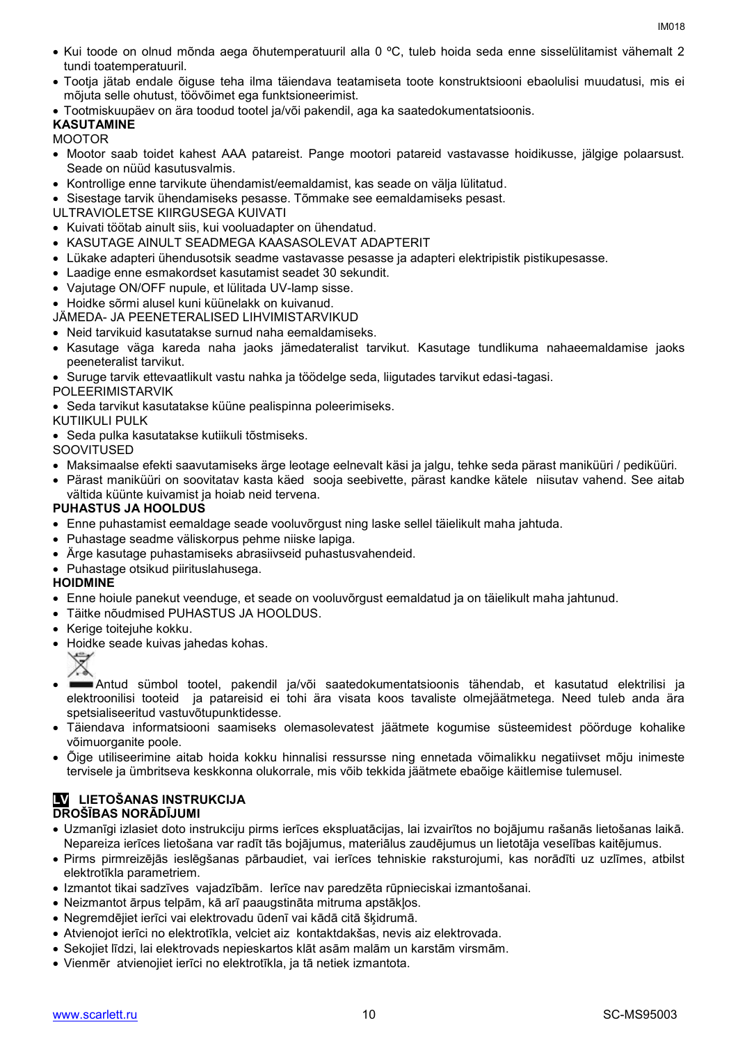- Kui toode on olnud mõnda aega õhutemperatuuril alla 0 ºC, tuleb hoida seda enne sisselülitamist vähemalt 2 tundi toatemperatuuril.
- Tootja jätab endale õiguse teha ilma täiendava teatamiseta toote konstruktsiooni ebaolulisi muudatusi, mis ei mõjuta selle ohutust, töövõimet ega funktsioneerimist.
- Tootmiskuupäev on ära toodud tootel ja/või pakendil, aga ka saatedokumentatsioonis.

**KASUTAMINE**

MOOTOR

- Mootor saab toidet kahest AAA patareist. Pange mootori patareid vastavasse hoidikusse, jälgige polaarsust. Seade on nüüd kasutusvalmis.
- Kontrollige enne tarvikute ühendamist/eemaldamist, kas seade on välja lülitatud.
- Sisestage tarvik ühendamiseks pesasse. Tõmmake see eemaldamiseks pesast.

ULTRAVIOLETSE KIIRGUSEGA KUIVATI

- Kuivati töötab ainult siis, kui vooluadapter on ühendatud.
- KASUTAGE AINULT SEADMEGA KAASASOLEVAT ADAPTERIT
- Lükake adapteri ühendusotsik seadme vastavasse pesasse ja adapteri elektripistik pistikupesasse.
- Laadige enne esmakordset kasutamist seadet 30 sekundit.
- Vajutage ON/OFF nupule, et lülitada UV-lamp sisse.
- Hoidke sõrmi alusel kuni küünelakk on kuivanud.

JÄMEDA- JA PEENETERALISED LIHVIMISTARVIKUD

- Neid tarvikuid kasutatakse surnud naha eemaldamiseks.
- Kasutage väga kareda naha jaoks jämedateralist tarvikut. Kasutage tundlikuma nahaeemaldamise jaoks peeneteralist tarvikut.
- Suruge tarvik ettevaatlikult vastu nahka ja töödelge seda, liigutades tarvikut edasi-tagasi.

POLEERIMISTARVIK

- Seda tarvikut kasutatakse küüne pealispinna poleerimiseks.

KUTIIKULI PULK

- Seda pulka kasutatakse kutiikuli tõstmiseks.

SOOVITUSED

- Maksimaalse efekti saavutamiseks ärge leotage eelnevalt käsi ja jalgu, tehke seda pärast maniküüri / pediküüri.
- Pärast maniküüri on soovitatav kasta käed sooja seebivette, pärast kandke kätele niisutav vahend. See aitab vältida küünte kuivamist ja hoiab neid tervena.

**PUHASTUS JA HOOLDUS**

- Enne puhastamist eemaldage seade vooluvõrgust ning laske sellel täielikult maha jahtuda.
- Puhastage seadme väliskorpus pehme niiske lapiga.
- Ärge kasutage puhastamiseks abrasiivseid puhastusvahendeid.
- Puhastage otsikud piirituslahusega.

**HOIDMINE**

- Enne hoiule panekut veenduge, et seade on vooluvõrgust eemaldatud ja on täielikult maha jahtunud.
- Täitke nõudmised PUHASTUS JA HOOLDUS.
- Kerige toitejuhe kokku.
- Hoidke seade kuivas jahedas kohas.
- Antud sümbol tootel, pakendil ja/või saatedokumentatsioonis tähendab, et kasutatud elektrilisi ja elektroonilisi tooteid ja patareisid ei tohi ära visata koos tavaliste olmejäätmetega. Need tuleb anda ära spetsialiseeritud vastuvõtupunktidesse.
- Täiendava informatsiooni saamiseks olemasolevatest jäätmete kogumise süsteemidest pöörduge kohalike võimuorganite poole.
- Õige utiliseerimine aitab hoida kokku hinnalisi ressursse ning ennetada võimalikku negatiivset mõju inimeste tervisele ja ümbritseva keskkonna olukorrale, mis võib tekkida jäätmete ebaõige käitlemise tulemusel.

## LV LIETOŠANAS INSTRUKCIJA

**DROŠĪBAS NORĀDĪJUMI**

- Uzmanīgi izlasiet doto instrukciju pirms ierīces ekspluatācijas, lai izvairītos no bojājumu rašanās lietošanas laikā. Nepareiza ierīces lietošana var radīt tās bojājumus, materiālus zaudējumus un lietotāja veselības kaitējumus.
- Pirms pirmreizējās ieslēgšanas pārbaudiet, vai ierīces tehniskie raksturojumi, kas norādīti uz uzlīmes, atbilst elektrotīkla parametriem.
- Izmantot tikai sadzīves vajadzībām. Ierīce nav paredzēta rūpnieciskai izmantošanai.
- Neizmantot ārpus telpām, kā arī paaugstināta mitruma apstākļos.
- Negremdējiet ierīci vai elektrovadu ūdenī vai kādā citā šķidrumā.
- Atvienojot ierīci no elektrotīkla, velciet aiz kontaktdakšas, nevis aiz elektrovada.
- Sekojiet līdzi, lai elektrovads nepieskartos klāt asām malām un karstām virsmām.
- Vienmēr atvienojiet ierīci no elektrotīkla, ja tā netiek izmantota.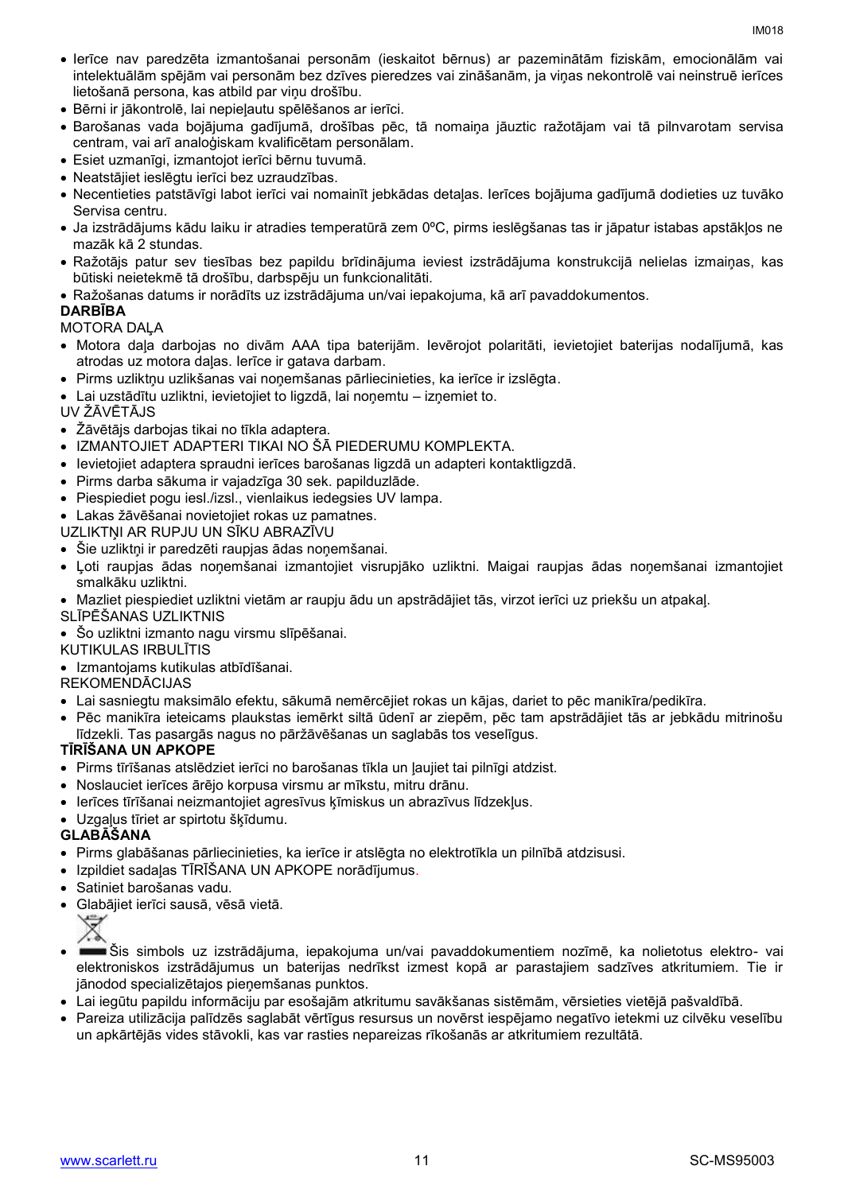- Ierīce nav paredzēta izmantošanai personām (ieskaitot bērnus) ar pazeminātām fiziskām, emocionālām vai intelektuālām spējām vai personām bez dzīves pieredzes vai zināšanām, ja viņas nekontrolē vai neinstruē ierīces lietošanā persona, kas atbild par viņu drošību.
- Bērni ir jākontrolē, lai nepieļautu spēlēšanos ar ierīci.
- Barošanas vada bojājuma gadījumā, drošības pēc, tā nomaiņa jāuztic ražotājam vai tā pilnvarotam servisa centram, vai arī analoģiskam kvalificētam personālam.
- Esiet uzmanīgi, izmantojot ierīci bērnu tuvumā.
- Neatstājiet ieslēgtu ierīci bez uzraudzības.
- Necentieties patstāvīgi labot ierīci vai nomainīt jebkādas detaļas. Ierīces bojājuma gadījumā dodieties uz tuvāko Servisa centru.
- Ja izstrādājums kādu laiku ir atradies temperatūrā zem 0ºC, pirms ieslēgšanas tas ir jāpatur istabas apstākļos ne mazāk kā 2 stundas.
- Ražotājs patur sev tiesības bez papildu brīdinājuma ieviest izstrādājuma konstrukcijā nelielas izmaiņas, kas būtiski neietekmē tā drošību, darbspēju un funkcionalitāti.
- Ražošanas datums ir norādīts uz izstrādājuma un/vai iepakojuma, kā arī pavaddokumentos.

**DARBĪBA**

MOTORA DAĻA

- Motora daļa darbojas no divām AAA tipa baterijām. Ievērojot polaritāti, ievietojiet baterijas nodalījumā, kas atrodas uz motora daļas. Ierīce ir gatava darbam.
- Pirms uzliktņu uzlikšanas vai noņemšanas pārliecinieties, ka ierīce ir izslēgta.
- Lai uzstādītu uzliktni, ievietojiet to ligzdā, lai noņemtu – izņemiet to.

UV ŽĀVĒTĀJS

- Žāvētājs darbojas tikai no tīkla adaptera.
- IZMANTOJIET ADAPTERI TIKAI NO ŠĀ PIEDERUMU KOMPLEKTA.
- Ievietojiet adaptera spraudni ierīces barošanas ligzdā un adapteri kontaktligzdā.
- Pirms darba sākuma ir vajadzīga 30 sek. papilduzlāde.
- Piespiediet pogu iesl./izsl., vienlaikus iedegsies UV lampa.
- Lakas žāvēšanai novietojiet rokas uz pamatnes.

UZLIKTŅI AR RUPJU UN SĪKU ABRAZĪVU

- Šie uzliktņi ir paredzēti raupjas ādas noņemšanai.
- Ļoti raupjas ādas noņemšanai izmantojiet visrupjāko uzliktni. Maigai raupjas ādas noņemšanai izmantojiet smalkāku uzliktni.
- Mazliet piespiediet uzliktni vietām ar raupju ādu un apstrādājiet tās, virzot ierīci uz priekšu un atpakaļ.

SLĪPĒŠANAS UZLIKTNIS

- Šo uzliktni izmanto nagu virsmu slīpēšanai.

KUTIKULAS IRBULĪTIS

- Izmantojams kutikulas atbīdīšanai.

REKOMENDĀCIJAS

- Lai sasniegtu maksimālo efektu, sākumā nemērcējiet rokas un kājas, dariet to pēc manikīra/pedikīra.
- Pēc manikīra ieteicams plaukstas iemērkt siltā ūdenī ar ziepēm, pēc tam apstrādājiet tās ar jebkādu mitrinošu līdzekli. Tas pasargās nagus no pāržāvēšanas un saglabās tos veselīgus.

**TĪRĪŠANA UN APKOPE**

- Pirms tīrīšanas atslēdziet ierīci no barošanas tīkla un ļaujiet tai pilnīgi atdzist.
- Noslauciet ierīces ārējo korpusa virsmu ar mīkstu, mitru drānu.
- Ierīces tīrīšanai neizmantojiet agresīvus ķīmiskus un abrazīvus līdzekļus.
- Uzgaļus tīriet ar spirtotu šķīdumu.

**GLABĀŠANA**

- Pirms glabāšanas pārliecinieties, ka ierīce ir atslēgta no elektrotīkla un pilnībā atdzisusi.
- Izpildiet sadaļas TĪRĪŠANA UN APKOPE norādījumus.
- Satiniet barošanas vadu.
- Glabājiet ierīci sausā, vēsā vietā.
- Šis simbols uz izstrādājuma, iepakojuma un/vai pavaddokumentiem nozīmē, ka nolietotus elektro- vai elektroniskos izstrādājumus un baterijas nedrīkst izmest kopā ar parastajiem sadzīves atkritumiem. Tie ir jānodod specializētajos pieņemšanas punktos.
- Lai iegūtu papildu informāciju par esošajām atkritumu savākšanas sistēmām, vērsieties vietējā pašvaldībā.
- Pareiza utilizācija palīdzēs saglabāt vērtīgus resursus un novērst iespējamo negatīvo ietekmi uz cilvēku veselību un apkārtējās vides stāvokli, kas var rasties nepareizas rīkošanās ar atkritumiem rezultātā.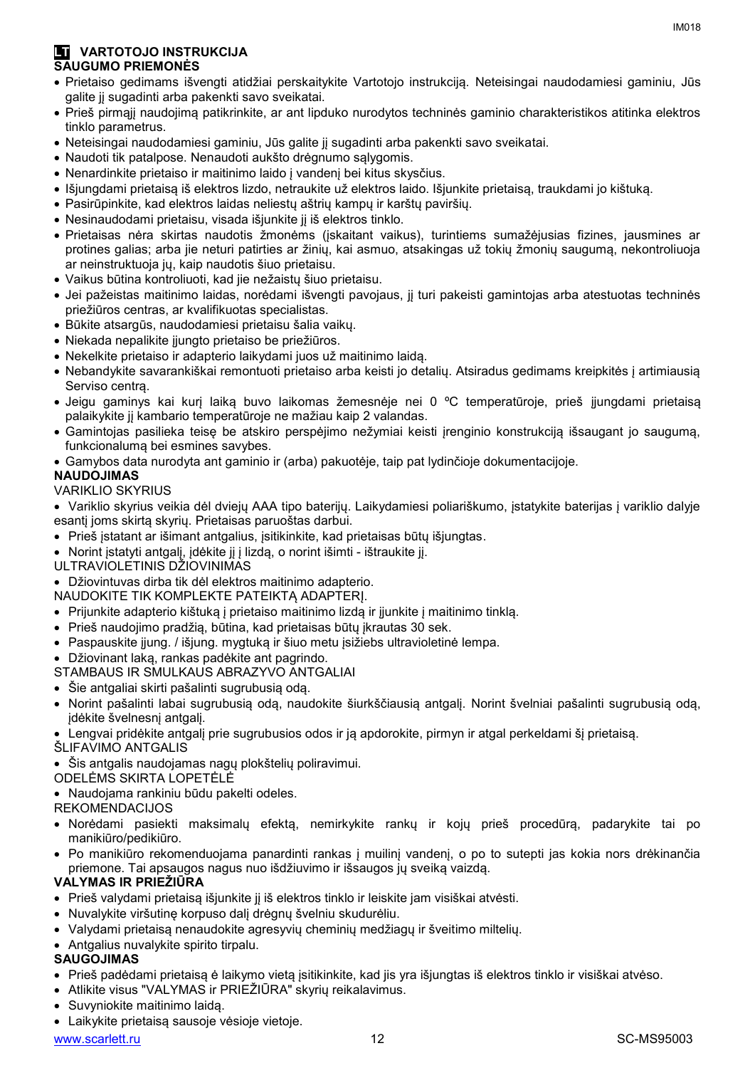## LT VARTOTOJO INSTRUKCIJA

### SAUGUMO PRIEMONĖS

- Prietaiso gedimams išvengti atidžiai perskaitykite Vartotojo instrukciją. Neteisingai naudodamiesi gaminiu, Jūs galite jį sugadinti arba pakenkti savo sveikatai.
- Prieš pirmąjį naudojimą patikrinkite, ar ant lipduko nurodytos techninės gaminio charakteristikos atitinka elektros tinklo parametrus.
- Neteisingai naudodamiesi gaminiu, Jūs galite jį sugadinti arba pakenkti savo sveikatai.
- Naudoti tik patalpose. Nenaudoti aukšto drėgnumo sąlygomis.
- Nenardinkite prietaiso ir maitinimo laido į vandenį bei kitus skysčius.
- Išjungdami prietaisą iš elektros lizdo, netraukite už elektros laido. Išjunkite prietaisą, traukdami jo kištuką.
- Pasirūpinkite, kad elektros laidas neliestų aštrių kampų ir karštų paviršių.
- Nesinaudodami prietaisu, visada išjunkite jį iš elektros tinklo.
- Prietaisas nėra skirtas naudotis žmonėms (įskaitant vaikus), turintiems sumažėjusias fizines, jausmines ar protines galias; arba jie neturi patirties ar žinių, kai asmuo, atsakingas už tokių žmonių saugumą, nekontroliuoja ar neinstruktuoja jų, kaip naudotis šiuo prietaisu.
- Vaikus būtina kontroliuoti, kad jie nežaistų šiuo prietaisu.
- Jei pažeistas maitinimo laidas, norėdami išvengti pavojaus, jį turi pakeisti gamintojas arba atestuotas techninės priežiūros centras, ar kvalifikuotas specialistas.
- Būkite atsargūs, naudodamiesi prietaisu šalia vaikų.
- Niekada nepalikite įjungto prietaiso be priežiūros.
- Nekelkite prietaiso ir adapterio laikydami juos už maitinimo laidą.
- Nebandykite savarankiškai remontuoti prietaiso arba keisti jo detalių. Atsiradus gedimams kreipkitės į artimiausią Serviso centrą.
- Jeigu gaminys kai kurį laiką buvo laikomas žemesnėje nei 0 ºC temperatūroje, prieš įjungdami prietaisą palaikykite jį kambario temperatūroje ne mažiau kaip 2 valandas.
- Gamintojas pasilieka teisę be atskiro perspėjimo nežymiai keisti įrenginio konstrukciją išsaugant jo saugumą, funkcionalumą bei esmines savybes.
- Gamybos data nurodyta ant gaminio ir (arba) pakuotėje, taip pat lydinčioje dokumentacijoje.

### NAUDOJIMAS

VARIKLIO SKYRIUS

- Variklio skyrius veikia dėl dviejų AAA tipo baterijų. Laikydamiesi poliariškumo, įstatykite baterijas į variklio dalyje esantį joms skirtą skyrių. Prietaisas paruoštas darbui.
- Prieš įstatant ar išimant antgalius, įsitikinkite, kad prietaisas būtų išjungtas.
- Norint įstatyti antgalį, įdėkite jį į lizdą, o norint išimti - ištraukite jį.

ULTRAVIOLETINIS DŽIOVINIMAS

- Džiovintuvas dirba tik dėl elektros maitinimo adapterio.

NAUDOKITE TIK KOMPLEKTE PATEIKTĄ ADAPTERĮ.

- Prijunkite adapterio kištuką į prietaiso maitinimo lizdą ir įjunkite į maitinimo tinklą.
- Prieš naudojimo pradžią, būtina, kad prietaisas būtų įkrautas 30 sek.
- Paspauskite įjung. / išjung. mygtuką ir šiuo metu įsižiebs ultravioletinė lempa.
- Džiovinant laką, rankas padėkite ant pagrindo.

STAMBAUS IR SMULKAUS ABRAZYVO ANTGALIAI

- Šie antgaliai skirti pašalinti sugrubusią odą.
- Norint pašalinti labai sugrubusią odą, naudokite šiurkščiausią antgalį. Norint švelniai pašalinti sugrubusią odą, įdėkite švelnesnį antgalį.
- Lengvai pridėkite antgalį prie sugrubusios odos ir ją apdorokite, pirmyn ir atgal perkeldami šį prietaisą.

ŠLIFAVIMO ANTGALIS

- Šis antgalis naudojamas nagų plokštelių poliravimui.

ODELĖMS SKIRTA LOPETĖLĖ

- Naudojama rankiniu būdu pakelti odeles.

REKOMENDACIJOS

- Norėdami pasiekti maksimalų efektą, nemirkykite rankų ir kojų prieš procedūrą, padarykite tai po manikiūro/pedikiūro.
- Po manikiūro rekomenduojama panardinti rankas į muilinį vandenį, o po to sutepti jas kokia nors drėkinančia priemone. Tai apsaugos nagus nuo išdžiuvimo ir išsaugos jų sveiką vaizdą.

### VALYMAS IR PRIEŽIŪRA

- Prieš valydami prietaisą išjunkite jį iš elektros tinklo ir leiskite jam visiškai atvėsti.
- Nuvalykite viršutinę korpuso dalį drėgnu švelniu skudurėliu.
- Valydami prietaisą nenaudokite agresyvių cheminių medžiagų ir šveitimo miltelių.
- Antgalius nuvalykite spirito tirpalu.

### SAUGOJIMAS

- Prieš padėdami prietaisą ė laikymo vietą įsitikinkite, kad jis yra išjungtas iš elektros tinklo ir visiškai atvėso.
- Atlikite visus "VALYMAS ir PRIEŽIŪRA" skyrių reikalavimus.
- Suvyniokite maitinimo laidą.
- Laikykite prietaisą sausoje vėsioje vietoje.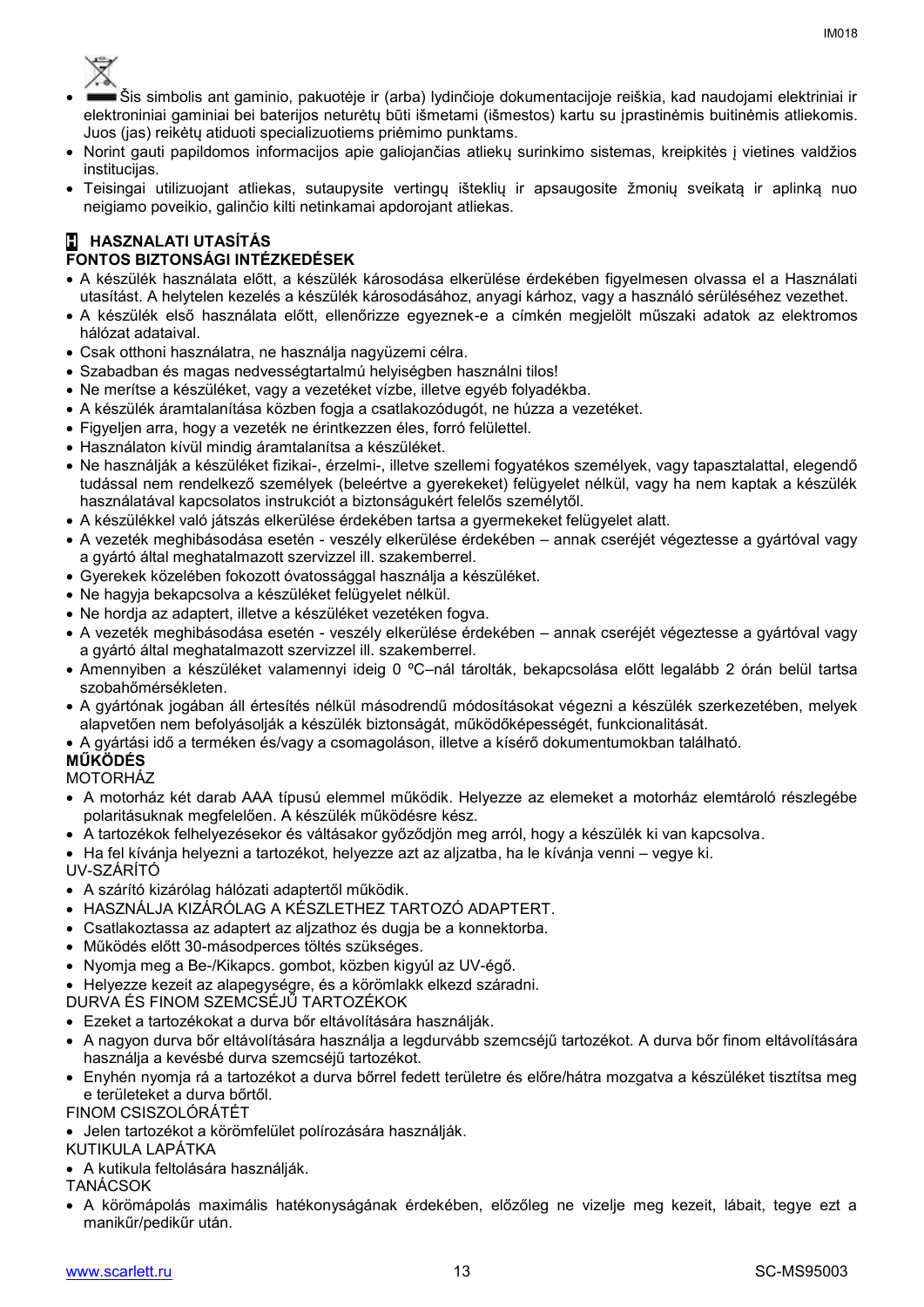- Šis simbolis ant gaminio, pakuotėje ir (arba) lydinčioje dokumentacijoje reiškia, kad naudojami elektriniai ir elektroniniai gaminiai bei baterijos neturėtų būti išmetami (išmestos) kartu su įprastinėmis buitinėmis atliekomis. Juos (jas) reikėtų atiduoti specializuotiems priėmimo punktams.
- Norint gauti papildomos informacijos apie galiojančias atliekų surinkimo sistemas, kreipkitės į vietines valdžios institucijas.
- Teisingai utilizuojant atliekas, sutaupysite vertingų išteklių ir apsaugosite žmonių sveikatą ir aplinką nuo neigiamo poveikio, galinčio kilti netinkamai apdorojant atliekas.

## H HASZNALATI UTASÍTÁS

### FONTOS BIZTONSÁGI INTÉZKEDÉSEK

- A készülék használata előtt, a készülék károsodása elkerülése érdekében figyelmesen olvassa el a Használati utasítást. A helytelen kezelés a készülék károsodásához, anyagi kárhoz, vagy a használó sérüléséhez vezethet.
- A készülék első használata előtt, ellenőrizze egyeznek-e a címkén megjelölt műszaki adatok az elektromos hálózat adataival.
- Csak otthoni használatra, ne használja nagyüzemi célra.
- Szabadban és magas nedvességtartalmú helyiségben használni tilos!
- Ne merítse a készüléket, vagy a vezetéket vízbe, illetve egyéb folyadékba.
- A készülék áramtalanítása közben fogja a csatlakozódugót, ne húzza a vezetéket.
- Figyeljen arra, hogy a vezeték ne érintkezzen éles, forró felülettel.
- Használaton kívül mindig áramtalanítsa a készüléket.
- Ne használják a készüléket fizikai-, érzelmi-, illetve szellemi fogyatékos személyek, vagy tapasztalattal, elegendő tudással nem rendelkező személyek (beleértve a gyerekeket) felügyelet nélkül, vagy ha nem kaptak a készülék használatával kapcsolatos instrukciót a biztonságukért felelős személytől.
- A készülékkel való játszás elkerülése érdekében tartsa a gyermekeket felügyelet alatt.
- A vezeték meghibásodása esetén - veszély elkerülése érdekében – annak cseréjét végeztesse a gyártóval vagy a gyártó által meghatalmazott szervizzel ill. szakemberrel.
- Gyerekek közelében fokozott óvatossággal használja a készüléket.
- Ne hagyja bekapcsolva a készüléket felügyelet nélkül.
- Ne hordja az adaptert, illetve a készüléket vezetéken fogva.
- A vezeték meghibásodása esetén - veszély elkerülése érdekében – annak cseréjét végeztesse a gyártóval vagy a gyártó által meghatalmazott szervizzel ill. szakemberrel.
- Amennyiben a készüléket valamennyi ideig 0 ºC–nál tárolták, bekapcsolása előtt legalább 2 órán belül tartsa szobahőmérsékleten.
- A gyártónak jogában áll értesítés nélkül másodrendű módosításokat végezni a készülék szerkezetében, melyek alapvetően nem befolyásolják a készülék biztonságát, működőképességét, funkcionalitását.
- A gyártási idő a terméken és/vagy a csomagoláson, illetve a kísérő dokumentumokban található.

### MŰKÖDÉS

MOTORHÁZ

- A motorház két darab AAA típusú elemmel működik. Helyezze az elemeket a motorház elemtároló részlegébe polaritásuknak megfelelően. A készülék működésre kész.
- A tartozékok felhelyezésekor és váltásakor győződjön meg arról, hogy a készülék ki van kapcsolva.
- Ha fel kívánja helyezni a tartozékot, helyezze azt az aljzatba, ha le kívánja venni – vegye ki.

UV-SZÁRÍTÓ

- A szárító kizárólag hálózati adaptertől működik.
- HASZNÁLJA KIZÁRÓLAG A KÉSZLETHEZ TARTOZÓ ADAPTERT.
- Csatlakoztassa az adaptert az aljzathoz és dugja be a konnektorba.
- Működés előtt 30-másodperces töltés szükséges.
- Nyomja meg a Be-/Kikapcs. gombot, közben kigyúl az UV-égő.
- Helyezze kezeit az alapegységre, és a körömlakk elkezd száradni.

DURVA ÉS FINOM SZEMCSÉJŰ TARTOZÉKOK

- Ezeket a tartozékokat a durva bőr eltávolítására használják.
- A nagyon durva bőr eltávolítására használja a legdurvább szemcséjű tartozékot. A durva bőr finom eltávolítására használja a kevésbé durva szemcséjű tartozékot.
- Enyhén nyomja rá a tartozékot a durva bőrrel fedett területre és előre/hátra mozgatva a készüléket tisztítsa meg e területeket a durva bőrtől.

FINOM CSISZOLÓRÁTÉT

- Jelen tartozékot a körömfelület polírozására használják.

KUTIKULA LAPÁTKA

- A kutikula feltolására használják.

TANÁCSOK

- A körömápolás maximális hatékonyságának érdekében, előzőleg ne vizelje meg kezeit, lábait, tegye ezt a manikűr/pedikűr után.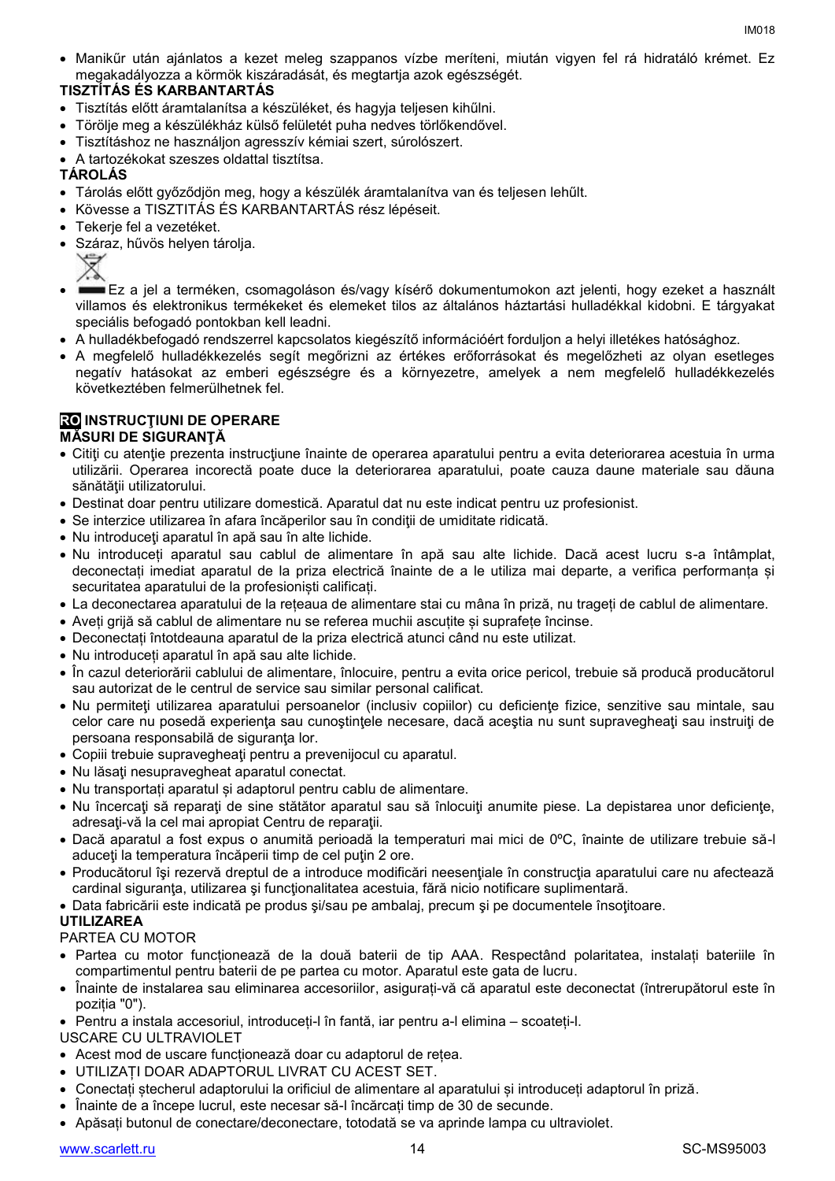- Manikűr után ajánlatos a kezet meleg szappanos vízbe meríteni, miután vigyen fel rá hidratáló krémet. Ez megakadályozza a körmök kiszáradását, és megtartja azok egészségét.

**TISZTÍTÁS ÉS KARBANTARTÁS**

- Tisztítás előtt áramtalanítsa a készüléket, és hagyja teljesen kihűlni.
- Törölje meg a készülékház külső felületét puha nedves törlőkendővel.
- Tisztításhoz ne használjon agresszív kémiai szert, súrolószert.
- A tartozékokat szeszes oldattal tisztítsa.

**TÁROLÁS**

- Tárolás előtt győződjön meg, hogy a készülék áramtalanítva van és teljesen lehűlt.
- Kövesse a TISZTITÁS ÉS KARBANTARTÁS rész lépéseit.
- Tekerje fel a vezetéket.
- Száraz, hűvös helyen tárolja.
- Ez a jel a terméken, csomagoláson és/vagy kísérő dokumentumokon azt jelenti, hogy ezeket a használt villamos és elektronikus termékeket és elemeket tilos az általános háztartási hulladékkal kidobni. E tárgyakat speciális befogadó pontokban kell leadni.
- A hulladékbefogadó rendszerrel kapcsolatos kiegészítő információért forduljon a helyi illetékes hatósághoz.
- A megfelelő hulladékkezelés segít megőrizni az értékes erőforrásokat és megelőzheti az olyan esetleges negatív hatásokat az emberi egészségre és a környezetre, amelyek a nem megfelelő hulladékkezelés következtében felmerülhetnek fel.

**RO INSTRUCŢIUNI DE OPERARE**

**MĂSURI DE SIGURANŢĂ**

- Citiţi cu atenţie prezenta instrucţiune înainte de operarea aparatului pentru a evita deteriorarea acestuia în urma utilizării. Operarea incorectă poate duce la deteriorarea aparatului, poate cauza daune materiale sau dăuna sănătăţii utilizatorului.
- Destinat doar pentru utilizare domestică. Aparatul dat nu este indicat pentru uz profesionist.
- Se interzice utilizarea în afara încăperilor sau în condiţii de umiditate ridicată.
- Nu introduceţi aparatul în apă sau în alte lichide.
- Nu introduceți aparatul sau cablul de alimentare în apă sau alte lichide. Dacă acest lucru s-a întâmplat, deconectați imediat aparatul de la priza electrică înainte de a le utiliza mai departe, a verifica performanța și securitatea aparatului de la profesioniști calificați.
- La deconectarea aparatului de la rețeaua de alimentare stai cu mâna în priză, nu trageți de cablul de alimentare.
- Aveți grijă să cablul de alimentare nu se referea muchii ascuțite și suprafețe încinse.
- Deconectaţi întotdeauna aparatul de la priza electrică atunci când nu este utilizat.
- Nu introduceţi aparatul în apă sau alte lichide.
- În cazul deteriorării cablului de alimentare, înlocuire, pentru a evita orice pericol, trebuie să producă producătorul sau autorizat de la centrul de service sau similar personal calificat.
- Nu permiteţi utilizarea aparatului persoanelor (inclusiv copiilor) cu deficienţe fizice, senzitive sau mintale, sau celor care nu posedă experienţa şi cunoştinţele necesare, dacă aceştia nu sunt supravegheaţi sau instruiţi de persoana responsabilă de siguranţa lor.
- Copiii trebuie supravegheaţi pentru a prevenijocul cu aparatul.
- Nu lăsaţi nesupravegheat aparatul conectat.
- Nu transportați aparatul și adaptorul pentru cablu de alimentare.
- Nu încercaţi să reparaţi de sine stătător aparatul sau să înlocuiţi anumite piese. La depistarea unor deficienţe, adresaţi-vă la cel mai apropiat Centru de reparaţii.
- Dacă aparatul a fost expus o anumită perioadă la temperaturi mai mici de 0ºC, înainte de utilizare trebuie să-l aduceţi la temperatura încăperii timp de cel puţin 2 ore.
- Producătorul îşi rezervă dreptul de a introduce modificări neesenţiale în construcţia aparatului care nu afectează cardinal siguranţa, utilizarea şi funcţionalitatea acestuia, fără nicio notificare suplimentară.
- Data fabricării este indicată pe produs şi/sau pe ambalaj, precum şi pe documentele însoţitoare.

**UTILIZAREA**

PARTEA CU MOTOR

- Partea cu motor funcționează de la două baterii de tip AAA. Respectând polaritatea, instalați bateriile în compartimentul pentru baterii de pe partea cu motor. Aparatul este gata de lucru.
- Înainte de instalarea sau eliminarea accesoriilor, asigurați-vă că aparatul este deconectat (întrerupătorul este în poziția "0").
- Pentru a instala accesoriul, introduceți-l în fantă, iar pentru a-l elimina – scoateți-l.

USCARE CU ULTRAVIOLET

- Acest mod de uscare funcționează doar cu adaptorul de rețea.
- UTILIZAȚI DOAR ADAPTORUL LIVRAT CU ACEST SET.
- Conectați ștecherul adaptorului la orificiul de alimentare al aparatului și introduceți adaptorul în priză.
- Înainte de a începe lucrul, este necesar să-l încărcați timp de 30 de secunde.
- Apăsați butonul de conectare/deconectare, totodată se va aprinde lampa cu ultraviolet.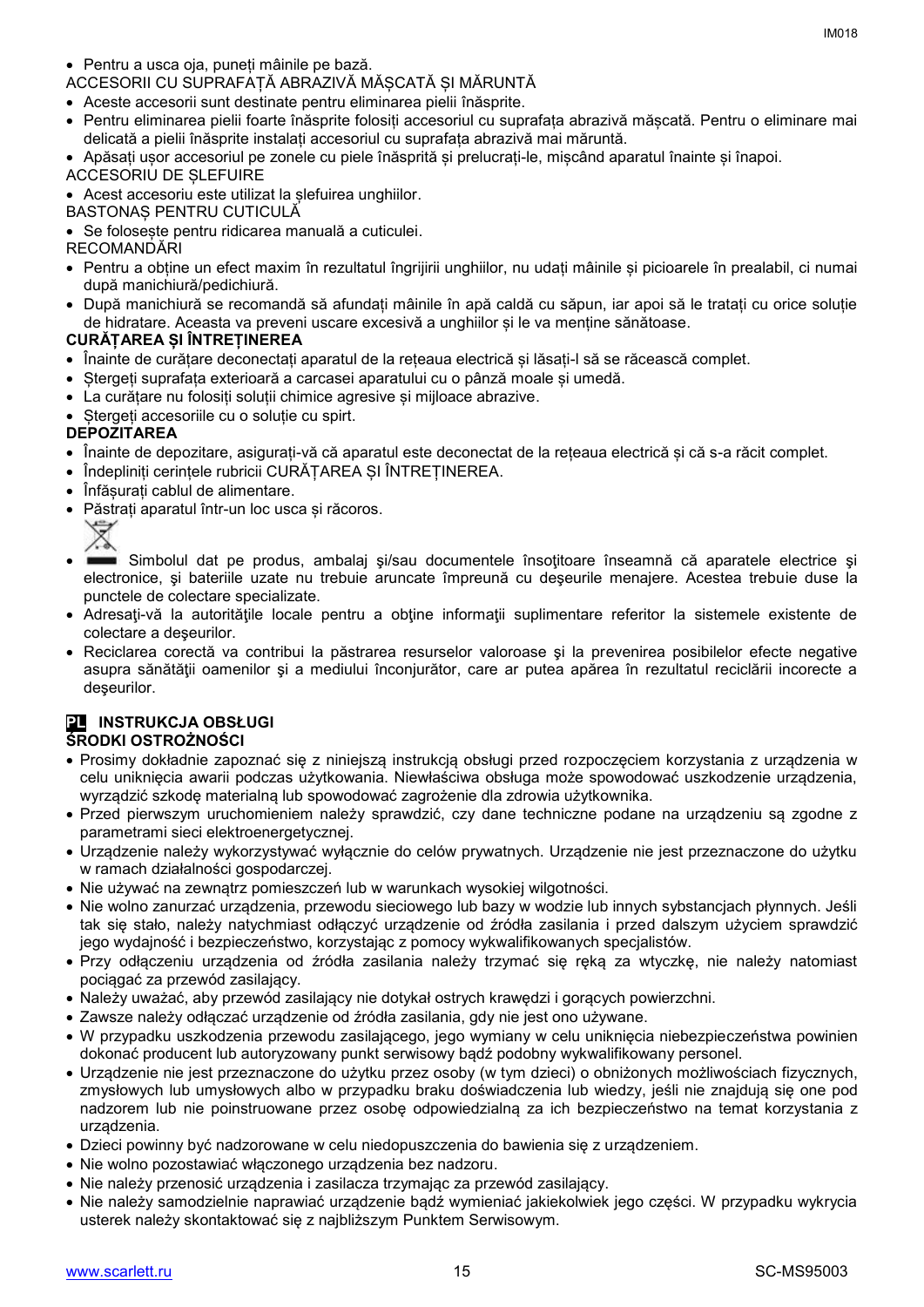- Pentru a usca oja, puneți mâinile pe bază.

ACCESORII CU SUPRAFAȚĂ ABRAZIVĂ MĂȘCATĂ ȘI MĂRUNTĂ

- Aceste accesorii sunt destinate pentru eliminarea pielii înăsprite.
- Pentru eliminarea pielii foarte înăsprite folosiți accesoriul cu suprafața abrazivă mășcată. Pentru o eliminare mai delicată a pielii înăsprite instalați accesoriul cu suprafața abrazivă mai măruntă.
- Apăsați ușor accesoriul pe zonele cu piele înăsprită și prelucrați-le, mișcând aparatul înainte și înapoi.

ACCESORIU DE ȘLEFUIRE

- Acest accesoriu este utilizat la șlefuirea unghiilor.

BASTONAȘ PENTRU CUTICULĂ

- Se folosește pentru ridicarea manuală a cuticulei.

RECOMANDĂRI

- Pentru a obține un efect maxim în rezultatul îngrijirii unghiilor, nu udați mâinile și picioarele în prealabil, ci numai după manichiură/pedichiură.
- După manichiură se recomandă să afundați mâinile în apă caldă cu săpun, iar apoi să le tratați cu orice soluție de hidratare. Aceasta va preveni uscare excesivă a unghiilor și le va menține sănătoase.

**CURĂȚAREA ȘI ÎNTREȚINEREA**

- Înainte de curățare deconectați aparatul de la rețeaua electrică și lăsați-l să se răcească complet.
- Ștergeți suprafața exterioară a carcasei aparatului cu o pânză moale și umedă.
- La curățare nu folosiți soluții chimice agresive și mijloace abrazive.
- Ștergeți accesoriile cu o soluție cu spirt.

**DEPOZITAREA**

- Înainte de depozitare, asigurați-vă că aparatul este deconectat de la rețeaua electrică și că s-a răcit complet.
- Îndepliniți cerințele rubricii CURĂȚAREA ȘI ÎNTREȚINEREA.
- Înfășurați cablul de alimentare.
- Păstrați aparatul într-un loc usca și răcoros.
- Simbolul dat pe produs, ambalaj şi/sau documentele însoţitoare înseamnă că aparatele electrice şi electronice, şi bateriile uzate nu trebuie aruncate împreună cu deşeurile menajere. Acestea trebuie duse la punctele de colectare specializate.
- Adresaţi-vă la autorităţile locale pentru a obţine informaţii suplimentare referitor la sistemele existente de colectare a deşeurilor.
- Reciclarea corectă va contribui la păstrarea resurselor valoroase şi la prevenirea posibilelor efecte negative asupra sănătăţii oamenilor şi a mediului înconjurător, care ar putea apărea în rezultatul reciclării incorecte a deşeurilor.

## PL INSTRUKCJA OBSŁUGI

**ŚRODKI OSTROŻNOŚCI**

- Prosimy dokładnie zapoznać się z niniejszą instrukcją obsługi przed rozpoczęciem korzystania z urządzenia w celu uniknięcia awarii podczas użytkowania. Niewłaściwa obsługa może spowodować uszkodzenie urządzenia, wyrządzić szkodę materialną lub spowodować zagrożenie dla zdrowia użytkownika.
- Przed pierwszym uruchomieniem należy sprawdzić, czy dane techniczne podane na urządzeniu są zgodne z parametrami sieci elektroenergetycznej.
- Urządzenie należy wykorzystywać wyłącznie do celów prywatnych. Urządzenie nie jest przeznaczone do użytku w ramach działalności gospodarczej.
- Nie używać na zewnątrz pomieszczeń lub w warunkach wysokiej wilgotności.
- Nie wolno zanurzać urządzenia, przewodu sieciowego lub bazy w wodzie lub innych substancjach płynnych. Jeśli tak się stało, należy natychmiast odłączyć urządzenie od źródła zasilania i przed dalszym użyciem sprawdzić jego wydajność i bezpieczeństwo, korzystając z pomocy wykwalifikowanych specjalistów.
- Przy odłączeniu urządzenia od źródła zasilania należy trzymać się ręką za wtyczkę, nie należy natomiast pociągać za przewód zasilający.
- Należy uważać, aby przewód zasilający nie dotykał ostrych krawędzi i gorących powierzchni.
- Zawsze należy odłączać urządzenie od źródła zasilania, gdy nie jest ono używane.
- W przypadku uszkodzenia przewodu zasilającego, jego wymiany w celu uniknięcia niebezpieczeństwa powinien dokonać producent lub autoryzowany punkt serwisowy bądź podobny wykwalifikowany personel.
- Urządzenie nie jest przeznaczone do użytku przez osoby (w tym dzieci) o obniżonych możliwościach fizycznych, zmysłowych lub umysłowych albo w przypadku braku doświadczenia lub wiedzy, jeśli nie znajdują się one pod nadzorem lub nie poinstruowane przez osobę odpowiedzialną za ich bezpieczeństwo na temat korzystania z urządzenia.
- Dzieci powinny być nadzorowane w celu niedopuszczenia do bawienia się z urządzeniem.
- Nie wolno pozostawiać włączonego urządzenia bez nadzoru.
- Nie należy przenosić urządzenia i zasilacza trzymając za przewód zasilający.
- Nie należy samodzielnie naprawiać urządzenie bądź wymieniać jakiekolwiek jego części. W przypadku wykrycia usterek należy skontaktować się z najbliższym Punktem Serwisowym.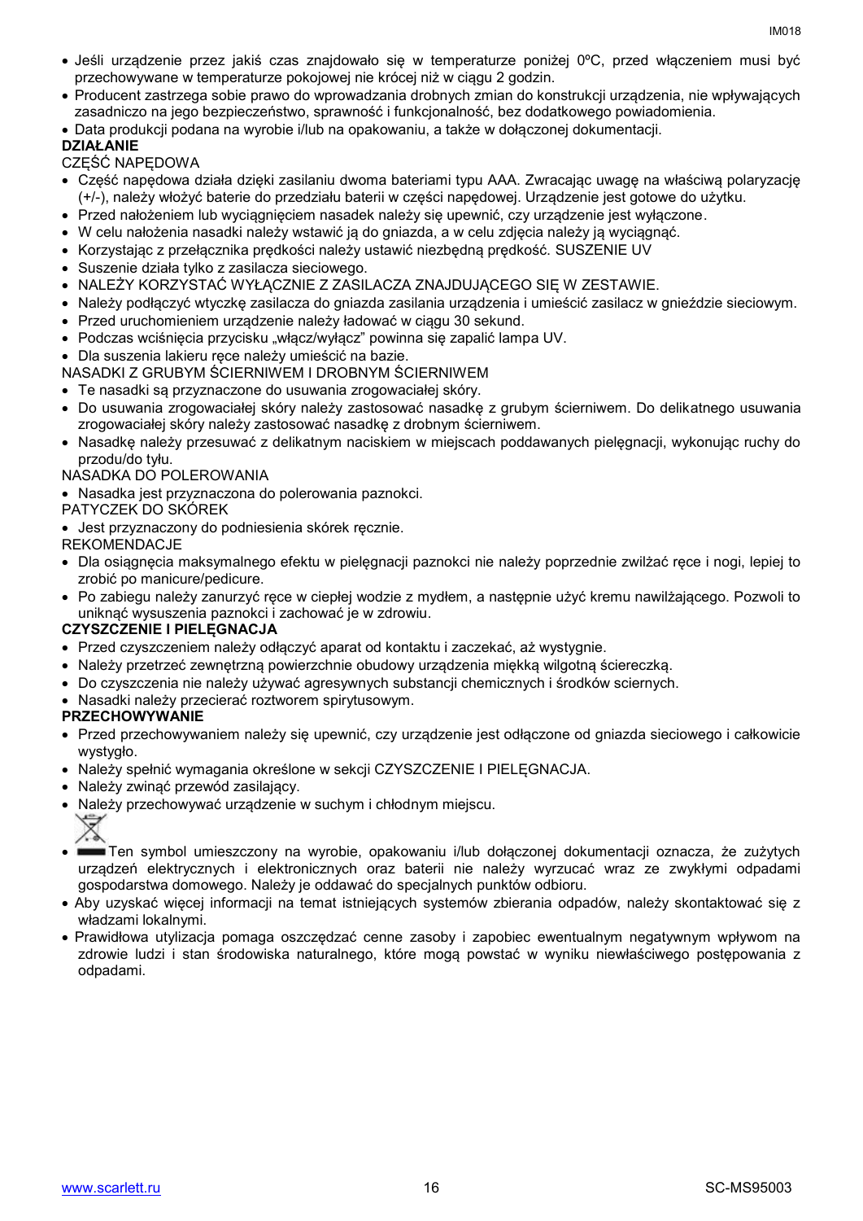- Jeśli urządzenie przez jakiś czas znajdowało się w temperaturze poniżej 0ºC, przed włączeniem musi być przechowywane w temperaturze pokojowej nie krócej niż w ciągu 2 godzin.
- Producent zastrzega sobie prawo do wprowadzania drobnych zmian do konstrukcji urządzenia, nie wpływających zasadniczo na jego bezpieczeństwo, sprawność i funkcjonalność, bez dodatkowego powiadomienia.
- Data produkcji podana na wyrobie i/lub na opakowaniu, a także w dołączonej dokumentacji.

**DZIAŁANIE**

CZĘŚĆ NAPĘDOWA

- Część napędowa działa dzięki zasilaniu dwoma bateriami typu AAA. Zwracając uwagę na właściwą polaryzację (+/-), należy włożyć baterie do przedziału baterii w części napędowej. Urządzenie jest gotowe do użytku.
- Przed nałożeniem lub wyciągnięciem nasadek należy się upewnić, czy urządzenie jest wyłączone.
- W celu nałożenia nasadki należy wstawić ją do gniazda, a w celu zdjęcia należy ją wyciągnąć.
- Korzystając z przełącznika prędkości należy ustawić niezbędną prędkość. SUSZENIE UV
- Suszenie działa tylko z zasilacza sieciowego.
- NALEŻY KORZYSTAĆ WYŁĄCZNIE Z ZASILACZA ZNAJDUJĄCEGO SIĘ W ZESTAWIE.
- Należy podłączyć wtyczkę zasilacza do gniazda zasilania urządzenia i umieścić zasilacz w gnieździe sieciowym.
- Przed uruchomieniem urządzenie należy ładować w ciągu 30 sekund.
- Podczas wciśnięcia przycisku „włącz/wyłącz" powinna się zapalić lampa UV.
- Dla suszenia lakieru ręce należy umieścić na bazie.

NASADKI Z GRUBYM ŚCIERNIWEM I DROBNYM ŚCIERNIWEM

- Te nasadki są przyznaczone do usuwania zrogowaciałej skóry.
- Do usuwania zrogowaciałej skóry należy zastosować nasadkę z grubym ścierniwem. Do delikatnego usuwania zrogowaciałej skóry należy zastosować nasadkę z drobnym ścierniwem.
- Nasadkę należy przesuwać z delikatnym naciskiem w miejscach poddawanych pielęgnacji, wykonując ruchy do przodu/do tyłu.

NASADKA DO POLEROWANIA

- Nasadka jest przyznaczona do polerowania paznokci.

PATYCZEK DO SKÓREK

- Jest przyznaczony do podniesienia skórek ręcznie.

REKOMENDACJE

- Dla osiągnęcia maksymalnego efektu w pielęgnacji paznokci nie należy poprzednie zwilżać ręce i nogi, lepiej to zrobić po manicure/pedicure.
- Po zabiegu należy zanurzyć ręce w ciepłej wodzie z mydłem, a następnie użyć kremu nawilżającego. Pozwoli to uniknąć wysuszenia paznokci i zachować je w zdrowiu.

**CZYSZCZENIE I PIELĘGNACJA**

- Przed czyszczeniem należy odłączyć aparat od kontaktu i zaczekać, aż wystygnie.
- Należy przetrzeć zewnętrzną powierzchnie obudowy urządzenia miękką wilgotną ściereczką.
- Do czyszczenia nie należy używać agresywnych substancji chemicznych i środków ściernych.
- Nasadki należy przecierać roztworem spirytusowym.

**PRZECHOWYWANIE**

- Przed przechowywaniem należy się upewnić, czy urządzenie jest odłączone od gniazda sieciowego i całkowicie wystygło.
- Należy spełnić wymagania określone w sekcji CZYSZCZENIE I PIELĘGNACJA.
- Należy zwinąć przewód zasilający.
- Należy przechowywać urządzenie w suchym i chłodnym miejscu.
- Ten symbol umieszczony na wyrobie, opakowaniu i/lub dołączonej dokumentacji oznacza, że zużytych urządzeń elektrycznych i elektronicznych oraz baterii nie należy wyrzucać wraz ze zwykłymi odpadami gospodarstwa domowego. Należy je oddawać do specjalnych punktów odbioru.
- Aby uzyskać więcej informacji na temat istniejących systemów zbierania odpadów, należy skontaktować się z władzami lokalnymi.
- Prawidłowa utylizacja pomaga oszczędzać cenne zasoby i zapobiec ewentualnym negatywnym wpływom na zdrowie ludzi i stan środowiska naturalnego, które mogą powstać w wyniku niewłaściwego postępowania z odpadami.